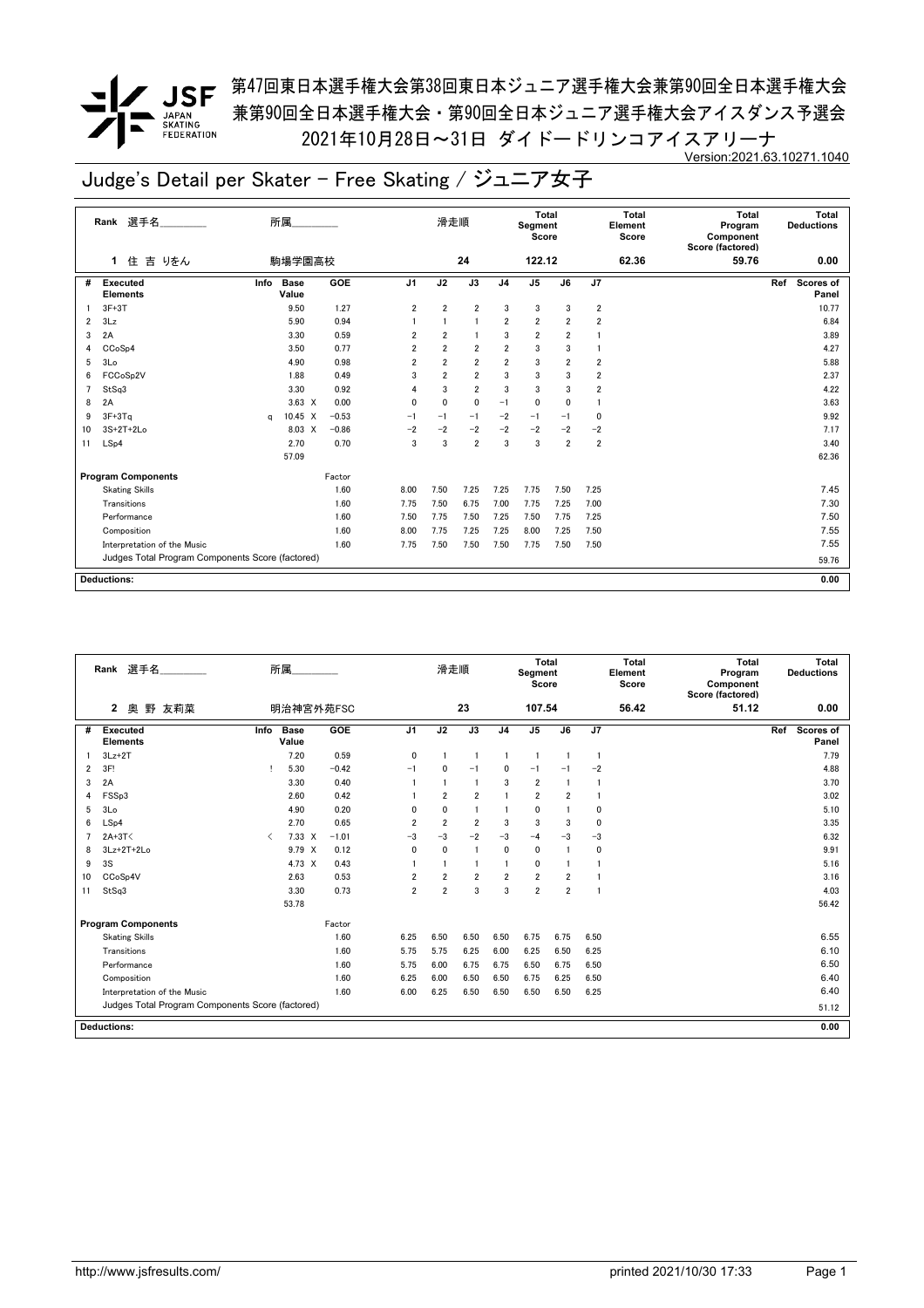# 第47回東日本選手権大会第38回東日本ジュニア選手権大会兼第90回全日本選手権大会
## 兼第90回全日本選手権大会・第90回全日本ジュニア選手権大会アイスダンス予選会
### 2021年10月28日～31日 ダイドードリンコアイスアリーナ

Version:2021.63.10271.1040

## Judge's Detail per Skater - Free Skating / ジュニア女子

| Rank | 選手名 | 所属 | 滑走順 | Total Segment Score | Total Element Score | Total Program Component Score (factored) | Total Deductions |
|---|---|---|---|---|---|---|---|
| 1 | 住 吉 りをん | 駒場学園高校 | 24 | 122.12 | 62.36 | 59.76 | 0.00 |

| # | Executed Elements | Info | Base Value | GOE | J1 | J2 | J3 | J4 | J5 | J6 | J7 | Ref | Scores of Panel |
|---|---|---|---|---|---|---|---|---|---|---|---|---|---|
| 1 | 3F+3T | | 9.50 | 1.27 | 2 | 2 | 2 | 3 | 3 | 3 | 2 | | 10.77 |
| 2 | 3Lz | | 5.90 | 0.94 | 1 | 1 | 1 | 2 | 2 | 2 | 2 | | 6.84 |
| 3 | 2A | | 3.30 | 0.59 | 2 | 2 | 1 | 3 | 2 | 2 | 1 | | 3.89 |
| 4 | CCoSp4 | | 3.50 | 0.77 | 2 | 2 | 2 | 2 | 3 | 3 | 1 | | 4.27 |
| 5 | 3Lo | | 4.90 | 0.98 | 2 | 2 | 2 | 2 | 3 | 2 | 2 | | 5.88 |
| 6 | FCCoSp2V | | 1.88 | 0.49 | 3 | 2 | 2 | 3 | 3 | 3 | 2 | | 2.37 |
| 7 | StSq3 | | 3.30 | 0.92 | 4 | 3 | 2 | 3 | 3 | 3 | 2 | | 4.22 |
| 8 | 2A | | 3.63 X | 0.00 | 0 | 0 | 0 | −1 | 0 | 0 | 1 | | 3.63 |
| 9 | 3F+3Tq | q | 10.45 X | −0.53 | −1 | −1 | −1 | −2 | −1 | −1 | 0 | | 9.92 |
| 10 | 3S+2T+2Lo | | 8.03 X | −0.86 | −2 | −2 | −2 | −2 | −2 | −2 | −2 | | 7.17 |
| 11 | LSp4 | | 2.70 | 0.70 | 3 | 3 | 2 | 3 | 3 | 2 | 2 | | 3.40 |
| | | | 57.09 | | | | | | | | | | 62.36 |

| Program Components | Factor | J1 | J2 | J3 | J4 | J5 | J6 | J7 | Scores of Panel |
|---|---|---|---|---|---|---|---|---|---|
| Skating Skills | 1.60 | 8.00 | 7.50 | 7.25 | 7.25 | 7.75 | 7.50 | 7.25 | 7.45 |
| Transitions | 1.60 | 7.75 | 7.50 | 6.75 | 7.00 | 7.75 | 7.25 | 7.00 | 7.30 |
| Performance | 1.60 | 7.50 | 7.75 | 7.50 | 7.25 | 7.50 | 7.75 | 7.25 | 7.50 |
| Composition | 1.60 | 8.00 | 7.75 | 7.25 | 7.25 | 8.00 | 7.25 | 7.50 | 7.55 |
| Interpretation of the Music | 1.60 | 7.75 | 7.50 | 7.50 | 7.50 | 7.75 | 7.50 | 7.50 | 7.55 |
| Judges Total Program Components Score (factored) | | | | | | | | | 59.76 |

**Deductions:** 0.00

| Rank | 選手名 | 所属 | 滑走順 | Total Segment Score | Total Element Score | Total Program Component Score (factored) | Total Deductions |
|---|---|---|---|---|---|---|---|
| 2 | 奥 野 友莉菜 | 明治神宮外苑FSC | 23 | 107.54 | 56.42 | 51.12 | 0.00 |

| # | Executed Elements | Info | Base Value | GOE | J1 | J2 | J3 | J4 | J5 | J6 | J7 | Ref | Scores of Panel |
|---|---|---|---|---|---|---|---|---|---|---|---|---|---|
| 1 | 3Lz+2T | | 7.20 | 0.59 | 0 | 1 | 1 | 1 | 1 | 1 | 1 | | 7.79 |
| 2 | 3F! | ! | 5.30 | −0.42 | −1 | 0 | −1 | 0 | −1 | −1 | −2 | | 4.88 |
| 3 | 2A | | 3.30 | 0.40 | 1 | 1 | 1 | 3 | 2 | 1 | 1 | | 3.70 |
| 4 | FSSp3 | | 2.60 | 0.42 | 1 | 2 | 2 | 1 | 2 | 2 | 1 | | 3.02 |
| 5 | 3Lo | | 4.90 | 0.20 | 0 | 0 | 1 | 1 | 0 | 1 | 0 | | 5.10 |
| 6 | LSp4 | | 2.70 | 0.65 | 2 | 2 | 2 | 3 | 3 | 3 | 0 | | 3.35 |
| 7 | 2A+3T< | < | 7.33 X | −1.01 | −3 | −3 | −2 | −3 | −4 | −3 | −3 | | 6.32 |
| 8 | 3Lz+2T+2Lo | | 9.79 X | 0.12 | 0 | 0 | 1 | 0 | 0 | 1 | 0 | | 9.91 |
| 9 | 3S | | 4.73 X | 0.43 | 1 | 1 | 1 | 1 | 0 | 1 | 1 | | 5.16 |
| 10 | CCoSp4V | | 2.63 | 0.53 | 2 | 2 | 2 | 2 | 2 | 2 | 1 | | 3.16 |
| 11 | StSq3 | | 3.30 | 0.73 | 2 | 2 | 3 | 3 | 2 | 2 | 1 | | 4.03 |
| | | | 53.78 | | | | | | | | | | 56.42 |

| Program Components | Factor | J1 | J2 | J3 | J4 | J5 | J6 | J7 | Scores of Panel |
|---|---|---|---|---|---|---|---|---|---|
| Skating Skills | 1.60 | 6.25 | 6.50 | 6.50 | 6.50 | 6.75 | 6.75 | 6.50 | 6.55 |
| Transitions | 1.60 | 5.75 | 5.75 | 6.25 | 6.00 | 6.25 | 6.50 | 6.25 | 6.10 |
| Performance | 1.60 | 5.75 | 6.00 | 6.75 | 6.75 | 6.50 | 6.75 | 6.50 | 6.50 |
| Composition | 1.60 | 6.25 | 6.00 | 6.50 | 6.50 | 6.75 | 6.25 | 6.50 | 6.40 |
| Interpretation of the Music | 1.60 | 6.00 | 6.25 | 6.50 | 6.50 | 6.50 | 6.50 | 6.25 | 6.40 |
| Judges Total Program Components Score (factored) | | | | | | | | | 51.12 |

**Deductions:** 0.00

http://www.jsfresults.com/ printed 2021/10/30 17:33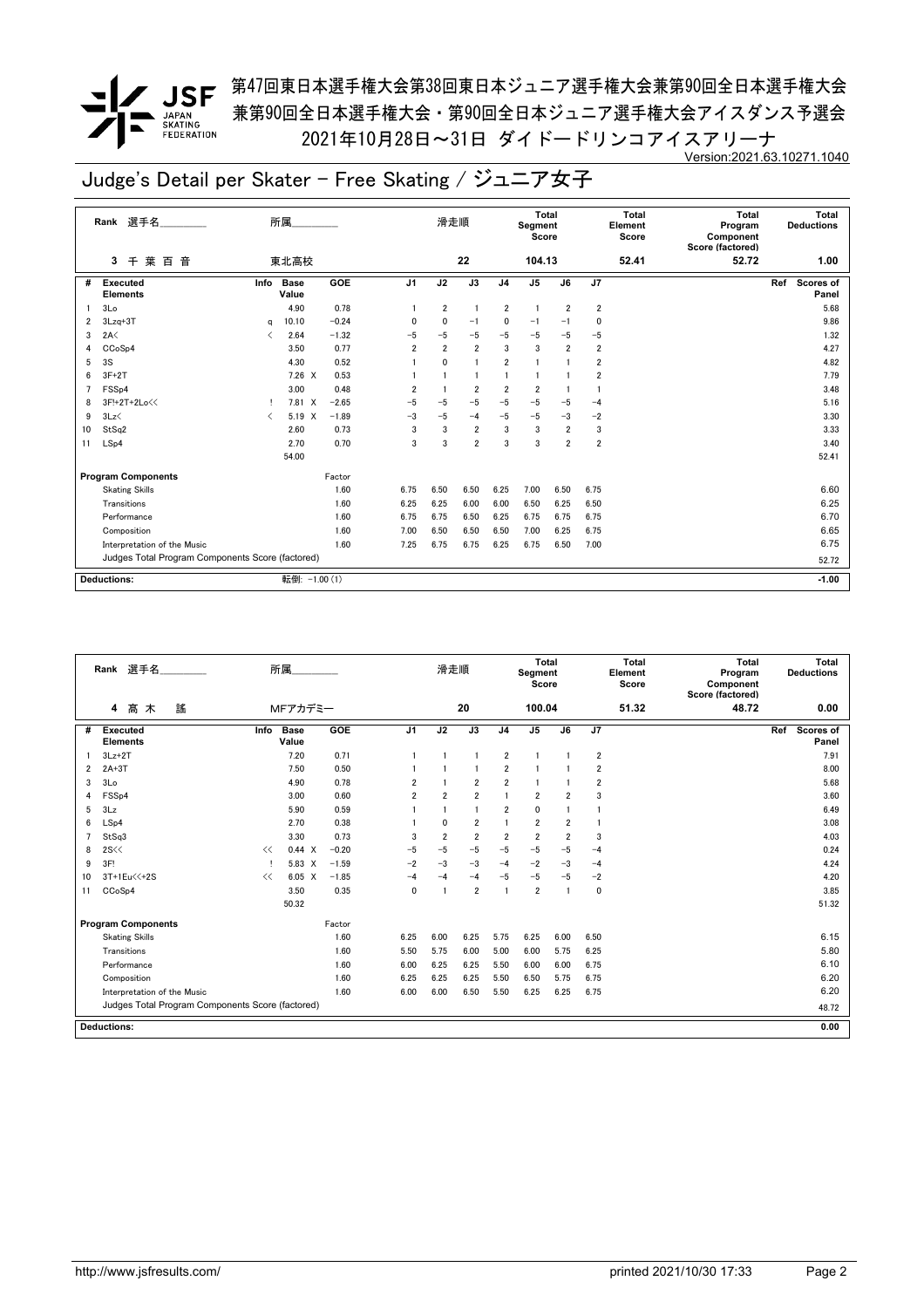第47回東日本選手権大会第38回東日本ジュニア選手権大会兼第90回全日本選手権大会
兼第90回全日本選手権大会・第90回全日本ジュニア選手権大会アイスダンス予選会
2021年10月28日～31日 ダイドードリンコアイスアリーナ

Version:2021.63.10271.1040

# Judge's Detail per Skater - Free Skating / ジュニア女子

| Rank | 選手名 | 所属 | 滑走順 | Total Segment Score | Total Element Score | Total Program Component Score (factored) | Total Deductions |
|---|---|---|---|---|---|---|---|
| 3 | 千 葉 百 音 | 東北高校 | 22 | 104.13 | 52.41 | 52.72 | 1.00 |

| # | Executed Elements | Info | Base Value | | GOE | J1 | J2 | J3 | J4 | J5 | J6 | J7 | Ref | Scores of Panel |
|---|---|---|---|---|---|---|---|---|---|---|---|---|---|---|
| 1 | 3Lo | | 4.90 | | 0.78 | 1 | 2 | 1 | 2 | 1 | 2 | 2 | | 5.68 |
| 2 | 3Lzq+3T | q | 10.10 | | −0.24 | 0 | 0 | −1 | 0 | −1 | −1 | 0 | | 9.86 |
| 3 | 2A< | < | 2.64 | | −1.32 | −5 | −5 | −5 | −5 | −5 | −5 | −5 | | 1.32 |
| 4 | CCoSp4 | | 3.50 | | 0.77 | 2 | 2 | 2 | 3 | 3 | 2 | 2 | | 4.27 |
| 5 | 3S | | 4.30 | | 0.52 | 1 | 0 | 1 | 2 | 1 | 1 | 2 | | 4.82 |
| 6 | 3F+2T | | 7.26 | X | 0.53 | 1 | 1 | 1 | 1 | 1 | 1 | 2 | | 7.79 |
| 7 | FSSp4 | | 3.00 | | 0.48 | 2 | 1 | 2 | 2 | 2 | 1 | 1 | | 3.48 |
| 8 | 3F!+2T+2Lo<< | ! | 7.81 | X | −2.65 | −5 | −5 | −5 | −5 | −5 | −5 | −4 | | 5.16 |
| 9 | 3Lz< | < | 5.19 | X | −1.89 | −3 | −5 | −4 | −5 | −5 | −3 | −2 | | 3.30 |
| 10 | StSq2 | | 2.60 | | 0.73 | 3 | 3 | 2 | 3 | 3 | 2 | 3 | | 3.33 |
| 11 | LSp4 | | 2.70 | | 0.70 | 3 | 3 | 2 | 3 | 3 | 2 | 2 | | 3.40 |
| | | | 54.00 | | | | | | | | | | | 52.41 |

| Program Components | Factor | J1 | J2 | J3 | J4 | J5 | J6 | J7 | Scores of Panel |
|---|---|---|---|---|---|---|---|---|---|
| Skating Skills | 1.60 | 6.75 | 6.50 | 6.50 | 6.25 | 7.00 | 6.50 | 6.75 | 6.60 |
| Transitions | 1.60 | 6.25 | 6.25 | 6.00 | 6.00 | 6.50 | 6.25 | 6.50 | 6.25 |
| Performance | 1.60 | 6.75 | 6.75 | 6.50 | 6.25 | 6.75 | 6.75 | 6.75 | 6.70 |
| Composition | 1.60 | 7.00 | 6.50 | 6.50 | 6.50 | 7.00 | 6.25 | 6.75 | 6.65 |
| Interpretation of the Music | 1.60 | 7.25 | 6.75 | 6.75 | 6.25 | 6.75 | 6.50 | 7.00 | 6.75 |
| Judges Total Program Components Score (factored) | | | | | | | | | 52.72 |

**Deductions:** 転倒: −1.00 (1) **−1.00**

| Rank | 選手名 | 所属 | 滑走順 | Total Segment Score | Total Element Score | Total Program Component Score (factored) | Total Deductions |
|---|---|---|---|---|---|---|---|
| 4 | 高 木 謠 | MFアカデミー | 20 | 100.04 | 51.32 | 48.72 | 0.00 |

| # | Executed Elements | Info | Base Value | | GOE | J1 | J2 | J3 | J4 | J5 | J6 | J7 | Ref | Scores of Panel |
|---|---|---|---|---|---|---|---|---|---|---|---|---|---|---|
| 1 | 3Lz+2T | | 7.20 | | 0.71 | 1 | 1 | 1 | 2 | 1 | 1 | 2 | | 7.91 |
| 2 | 2A+3T | | 7.50 | | 0.50 | 1 | 1 | 1 | 2 | 1 | 1 | 2 | | 8.00 |
| 3 | 3Lo | | 4.90 | | 0.78 | 2 | 1 | 2 | 2 | 1 | 1 | 2 | | 5.68 |
| 4 | FSSp4 | | 3.00 | | 0.60 | 2 | 2 | 2 | 1 | 2 | 2 | 3 | | 3.60 |
| 5 | 3Lz | | 5.90 | | 0.59 | 1 | 1 | 1 | 2 | 0 | 1 | 1 | | 6.49 |
| 6 | LSp4 | | 2.70 | | 0.38 | 1 | 0 | 2 | 1 | 2 | 2 | 1 | | 3.08 |
| 7 | StSq3 | | 3.30 | | 0.73 | 3 | 2 | 2 | 2 | 2 | 2 | 3 | | 4.03 |
| 8 | 2S<< | << | 0.44 | X | −0.20 | −5 | −5 | −5 | −5 | −5 | −5 | −4 | | 0.24 |
| 9 | 3F! | ! | 5.83 | X | −1.59 | −2 | −3 | −3 | −4 | −2 | −3 | −4 | | 4.24 |
| 10 | 3T+1Eu<<+2S | << | 6.05 | X | −1.85 | −4 | −4 | −4 | −5 | −5 | −5 | −2 | | 4.20 |
| 11 | CCoSp4 | | 3.50 | | 0.35 | 0 | 1 | 2 | 1 | 2 | 1 | 0 | | 3.85 |
| | | | 50.32 | | | | | | | | | | | 51.32 |

| Program Components | Factor | J1 | J2 | J3 | J4 | J5 | J6 | J7 | Scores of Panel |
|---|---|---|---|---|---|---|---|---|---|
| Skating Skills | 1.60 | 6.25 | 6.00 | 6.25 | 5.75 | 6.25 | 6.00 | 6.50 | 6.15 |
| Transitions | 1.60 | 5.50 | 5.75 | 6.00 | 5.00 | 6.00 | 5.75 | 6.25 | 5.80 |
| Performance | 1.60 | 6.00 | 6.25 | 6.25 | 5.50 | 6.00 | 6.00 | 6.75 | 6.10 |
| Composition | 1.60 | 6.25 | 6.25 | 6.25 | 5.50 | 6.50 | 5.75 | 6.75 | 6.20 |
| Interpretation of the Music | 1.60 | 6.00 | 6.00 | 6.50 | 5.50 | 6.25 | 6.25 | 6.75 | 6.20 |
| Judges Total Program Components Score (factored) | | | | | | | | | 48.72 |

**Deductions:** **0.00**

http://www.jsfresults.com/ printed 2021/10/30 17:33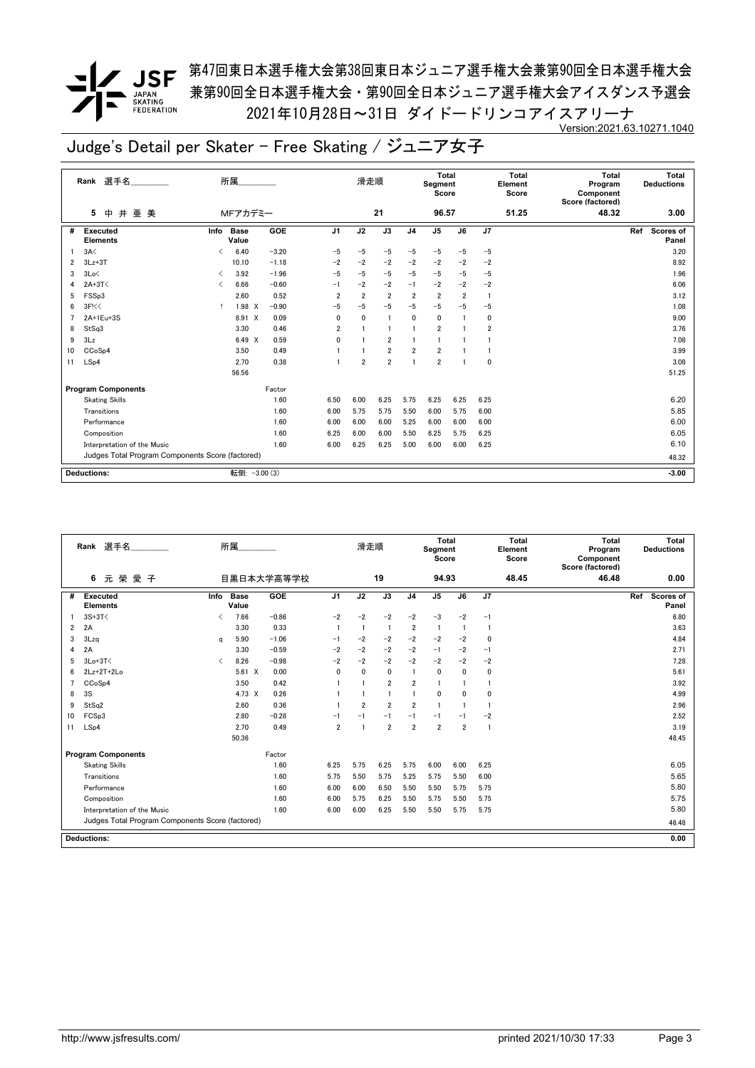# 第47回東日本選手権大会第38回東日本ジュニア選手権大会兼第90回全日本選手権大会
# 兼第90回全日本選手権大会・第90回全日本ジュニア選手権大会アイスダンス予選会
# 2021年10月28日～31日 ダイドードリンコアイスアリーナ

Version:2021.63.10271.1040

## Judge's Detail per Skater - Free Skating / ジュニア女子

| Rank | 選手名 | 所属 | 滑走順 | Total Segment Score | Total Element Score | Total Program Component Score (factored) | Total Deductions |
|---|---|---|---|---|---|---|---|
| 5 | 中井亜美 | MFアカデミー | 21 | 96.57 | 51.25 | 48.32 | 3.00 |

| # | Executed Elements | Info | Base Value | | GOE | J1 | J2 | J3 | J4 | J5 | J6 | J7 | Ref | Scores of Panel |
|---|---|---|---|---|---|---|---|---|---|---|---|---|---|---|
| 1 | 3A< | < | 6.40 | | −3.20 | −5 | −5 | −5 | −5 | −5 | −5 | −5 | | 3.20 |
| 2 | 3Lz+3T | | 10.10 | | −1.18 | −2 | −2 | −2 | −2 | −2 | −2 | −2 | | 8.92 |
| 3 | 3Lo< | < | 3.92 | | −1.96 | −5 | −5 | −5 | −5 | −5 | −5 | −5 | | 1.96 |
| 4 | 2A+3T< | < | 6.66 | | −0.60 | −1 | −2 | −2 | −1 | −2 | −2 | −2 | | 6.06 |
| 5 | FSSp3 | | 2.60 | | 0.52 | 2 | 2 | 2 | 2 | 2 | 2 | 1 | | 3.12 |
| 6 | 3F!<< | ! | 1.98 | X | −0.90 | −5 | −5 | −5 | −5 | −5 | −5 | −5 | | 1.08 |
| 7 | 2A+1Eu+3S | | 8.91 | X | 0.09 | 0 | 0 | 1 | 0 | 0 | 1 | 0 | | 9.00 |
| 8 | StSq3 | | 3.30 | | 0.46 | 2 | 1 | 1 | 1 | 2 | 1 | 2 | | 3.76 |
| 9 | 3Lz | | 6.49 | X | 0.59 | 0 | 1 | 2 | 1 | 1 | 1 | 1 | | 7.08 |
| 10 | CCoSp4 | | 3.50 | | 0.49 | 1 | 1 | 2 | 2 | 2 | 1 | 1 | | 3.99 |
| 11 | LSp4 | | 2.70 | | 0.38 | 1 | 2 | 2 | 1 | 2 | 1 | 0 | | 3.08 |
| | | | 56.56 | | | | | | | | | | | 51.25 |

| Program Components | Factor | J1 | J2 | J3 | J4 | J5 | J6 | J7 | Scores of Panel |
|---|---|---|---|---|---|---|---|---|---|
| Skating Skills | 1.60 | 6.50 | 6.00 | 6.25 | 5.75 | 6.25 | 6.25 | 6.25 | 6.20 |
| Transitions | 1.60 | 6.00 | 5.75 | 5.75 | 5.50 | 6.00 | 5.75 | 6.00 | 5.85 |
| Performance | 1.60 | 6.00 | 6.00 | 6.00 | 5.25 | 6.00 | 6.00 | 6.00 | 6.00 |
| Composition | 1.60 | 6.25 | 6.00 | 6.00 | 5.50 | 6.25 | 5.75 | 6.25 | 6.05 |
| Interpretation of the Music | 1.60 | 6.00 | 6.25 | 6.25 | 5.00 | 6.00 | 6.00 | 6.25 | 6.10 |
| Judges Total Program Components Score (factored) | | | | | | | | | 48.32 |

**Deductions:** 転倒: −3.00 (3) **-3.00**

| Rank | 選手名 | 所属 | 滑走順 | Total Segment Score | Total Element Score | Total Program Component Score (factored) | Total Deductions |
|---|---|---|---|---|---|---|---|
| 6 | 元榮愛子 | 目黒日本大学高等学校 | 19 | 94.93 | 48.45 | 46.48 | 0.00 |

| # | Executed Elements | Info | Base Value | | GOE | J1 | J2 | J3 | J4 | J5 | J6 | J7 | Ref | Scores of Panel |
|---|---|---|---|---|---|---|---|---|---|---|---|---|---|---|
| 1 | 3S+3T< | < | 7.66 | | −0.86 | −2 | −2 | −2 | −2 | −3 | −2 | −1 | | 6.80 |
| 2 | 2A | | 3.30 | | 0.33 | 1 | 1 | 1 | 2 | 1 | 1 | 1 | | 3.63 |
| 3 | 3Lzq | q | 5.90 | | −1.06 | −1 | −2 | −2 | −2 | −2 | −2 | 0 | | 4.84 |
| 4 | 2A | | 3.30 | | −0.59 | −2 | −2 | −2 | −2 | −1 | −2 | −1 | | 2.71 |
| 5 | 3Lo+3T< | < | 8.26 | | −0.98 | −2 | −2 | −2 | −2 | −2 | −2 | −2 | | 7.28 |
| 6 | 2Lz+2T+2Lo | | 5.61 | X | 0.00 | 0 | 0 | 0 | 1 | 0 | 0 | 0 | | 5.61 |
| 7 | CCoSp4 | | 3.50 | | 0.42 | 1 | 1 | 2 | 2 | 1 | 1 | 1 | | 3.92 |
| 8 | 3S | | 4.73 | X | 0.26 | 1 | 1 | 1 | 1 | 0 | 0 | 0 | | 4.99 |
| 9 | StSq2 | | 2.60 | | 0.36 | 1 | 2 | 2 | 2 | 1 | 1 | 1 | | 2.96 |
| 10 | FCSp3 | | 2.80 | | −0.28 | −1 | −1 | −1 | −1 | −1 | −1 | −2 | | 2.52 |
| 11 | LSp4 | | 2.70 | | 0.49 | 2 | 1 | 2 | 2 | 2 | 2 | 1 | | 3.19 |
| | | | 50.36 | | | | | | | | | | | 48.45 |

| Program Components | Factor | J1 | J2 | J3 | J4 | J5 | J6 | J7 | Scores of Panel |
|---|---|---|---|---|---|---|---|---|---|
| Skating Skills | 1.60 | 6.25 | 5.75 | 6.25 | 5.75 | 6.00 | 6.00 | 6.25 | 6.05 |
| Transitions | 1.60 | 5.75 | 5.50 | 5.75 | 5.25 | 5.75 | 5.50 | 6.00 | 5.65 |
| Performance | 1.60 | 6.00 | 6.00 | 6.50 | 5.50 | 5.50 | 5.75 | 5.75 | 5.80 |
| Composition | 1.60 | 6.00 | 5.75 | 6.25 | 5.50 | 5.75 | 5.50 | 5.75 | 5.75 |
| Interpretation of the Music | 1.60 | 6.00 | 6.00 | 6.25 | 5.50 | 5.50 | 5.75 | 5.75 | 5.80 |
| Judges Total Program Components Score (factored) | | | | | | | | | 46.48 |

**Deductions:** **0.00**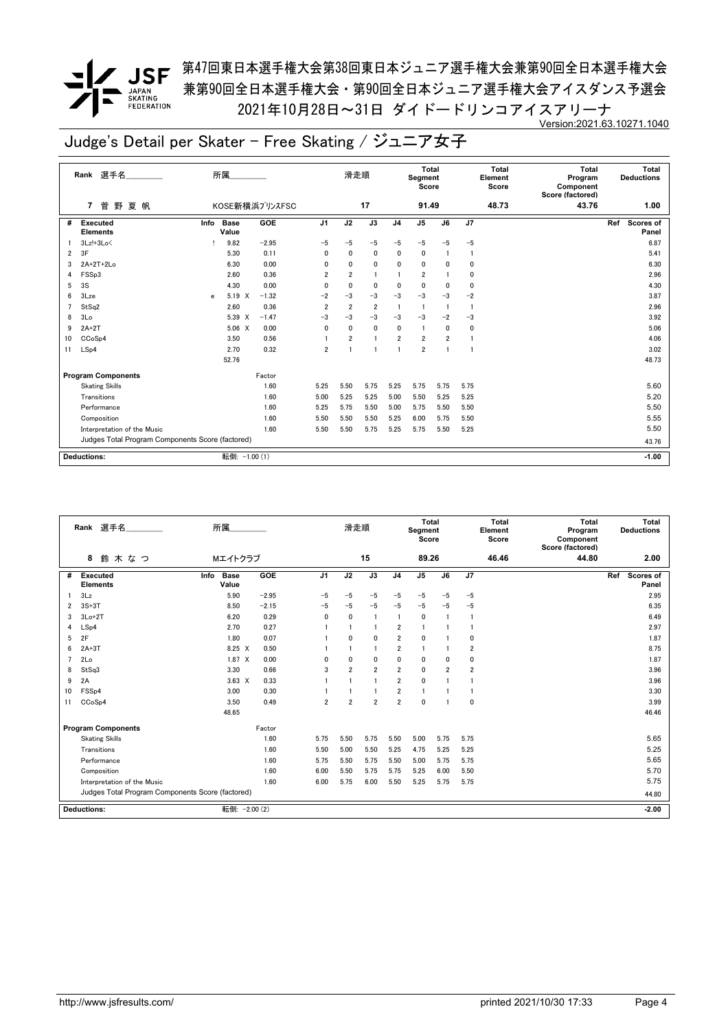第47回東日本選手権大会第38回東日本ジュニア選手権大会兼第90回全日本選手権大会
兼第90回全日本選手権大会・第90回全日本ジュニア選手権大会アイスダンス予選会
2021年10月28日～31日 ダイドードリンコアイスアリーナ

Version:2021.63.10271.1040

# Judge's Detail per Skater - Free Skating / ジュニア女子

| Rank | 選手名 | 所属 | 滑走順 | Total Segment Score | Total Element Score | Total Program Component Score (factored) | Total Deductions |
|---|---|---|---|---|---|---|---|
| 7 | 菅 野 夏 帆 | KOSE新横浜プリンスFSC | 17 | 91.49 | 48.73 | 43.76 | 1.00 |

| # | Executed Elements | Info | Base Value | | GOE | J1 | J2 | J3 | J4 | J5 | J6 | J7 | Ref | Scores of Panel |
|---|---|---|---|---|---|---|---|---|---|---|---|---|---|---|
| 1 | 3Lz!+3Lo< | ! | 9.82 | | −2.95 | −5 | −5 | −5 | −5 | −5 | −5 | −5 | | 6.87 |
| 2 | 3F | | 5.30 | | 0.11 | 0 | 0 | 0 | 0 | 0 | 1 | 1 | | 5.41 |
| 3 | 2A+2T+2Lo | | 6.30 | | 0.00 | 0 | 0 | 0 | 0 | 0 | 0 | 0 | | 6.30 |
| 4 | FSSp3 | | 2.60 | | 0.36 | 2 | 2 | 1 | 1 | 2 | 1 | 0 | | 2.96 |
| 5 | 3S | | 4.30 | | 0.00 | 0 | 0 | 0 | 0 | 0 | 0 | 0 | | 4.30 |
| 6 | 3Lze | e | 5.19 | X | −1.32 | −2 | −3 | −3 | −3 | −3 | −3 | −2 | | 3.87 |
| 7 | StSq2 | | 2.60 | | 0.36 | 2 | 2 | 2 | 1 | 1 | 1 | 1 | | 2.96 |
| 8 | 3Lo | | 5.39 | X | −1.47 | −3 | −3 | −3 | −3 | −3 | −2 | −3 | | 3.92 |
| 9 | 2A+2T | | 5.06 | X | 0.00 | 0 | 0 | 0 | 0 | 1 | 0 | 0 | | 5.06 |
| 10 | CCoSp4 | | 3.50 | | 0.56 | 1 | 2 | 1 | 2 | 2 | 2 | 1 | | 4.06 |
| 11 | LSp4 | | 2.70 | | 0.32 | 2 | 1 | 1 | 1 | 2 | 1 | 1 | | 3.02 |
| | | | 52.76 | | | | | | | | | | | 48.73 |

| Program Components | Factor | J1 | J2 | J3 | J4 | J5 | J6 | J7 | Scores of Panel |
|---|---|---|---|---|---|---|---|---|---|
| Skating Skills | 1.60 | 5.25 | 5.50 | 5.75 | 5.25 | 5.75 | 5.75 | 5.75 | 5.60 |
| Transitions | 1.60 | 5.00 | 5.25 | 5.25 | 5.00 | 5.50 | 5.25 | 5.25 | 5.20 |
| Performance | 1.60 | 5.25 | 5.75 | 5.50 | 5.00 | 5.75 | 5.50 | 5.50 | 5.50 |
| Composition | 1.60 | 5.50 | 5.50 | 5.50 | 5.25 | 6.00 | 5.75 | 5.50 | 5.55 |
| Interpretation of the Music | 1.60 | 5.50 | 5.50 | 5.75 | 5.25 | 5.75 | 5.50 | 5.25 | 5.50 |
| Judges Total Program Components Score (factored) | | | | | | | | | 43.76 |

| Deductions: | 転倒: −1.00 (1) | −1.00 |
|---|---|---|

| Rank | 選手名 | 所属 | 滑走順 | Total Segment Score | Total Element Score | Total Program Component Score (factored) | Total Deductions |
|---|---|---|---|---|---|---|---|
| 8 | 鈴 木 な つ | Mエイトクラブ | 15 | 89.26 | 46.46 | 44.80 | 2.00 |

| # | Executed Elements | Info | Base Value | | GOE | J1 | J2 | J3 | J4 | J5 | J6 | J7 | Ref | Scores of Panel |
|---|---|---|---|---|---|---|---|---|---|---|---|---|---|---|
| 1 | 3Lz | | 5.90 | | −2.95 | −5 | −5 | −5 | −5 | −5 | −5 | −5 | | 2.95 |
| 2 | 3S+3T | | 8.50 | | −2.15 | −5 | −5 | −5 | −5 | −5 | −5 | −5 | | 6.35 |
| 3 | 3Lo+2T | | 6.20 | | 0.29 | 0 | 0 | 1 | 1 | 0 | 1 | 1 | | 6.49 |
| 4 | LSp4 | | 2.70 | | 0.27 | 1 | 1 | 1 | 2 | 1 | 1 | 1 | | 2.97 |
| 5 | 2F | | 1.80 | | 0.07 | 1 | 0 | 0 | 2 | 0 | 1 | 0 | | 1.87 |
| 6 | 2A+3T | | 8.25 | X | 0.50 | 1 | 1 | 1 | 2 | 1 | 1 | 2 | | 8.75 |
| 7 | 2Lo | | 1.87 | X | 0.00 | 0 | 0 | 0 | 0 | 0 | 0 | 0 | | 1.87 |
| 8 | StSq3 | | 3.30 | | 0.66 | 3 | 2 | 2 | 2 | 0 | 2 | 2 | | 3.96 |
| 9 | 2A | | 3.63 | X | 0.33 | 1 | 1 | 1 | 2 | 0 | 1 | 1 | | 3.96 |
| 10 | FSSp4 | | 3.00 | | 0.30 | 1 | 1 | 1 | 2 | 1 | 1 | 1 | | 3.30 |
| 11 | CCoSp4 | | 3.50 | | 0.49 | 2 | 2 | 2 | 2 | 0 | 1 | 0 | | 3.99 |
| | | | 48.65 | | | | | | | | | | | 46.46 |

| Program Components | Factor | J1 | J2 | J3 | J4 | J5 | J6 | J7 | Scores of Panel |
|---|---|---|---|---|---|---|---|---|---|
| Skating Skills | 1.60 | 5.75 | 5.50 | 5.75 | 5.50 | 5.00 | 5.75 | 5.75 | 5.65 |
| Transitions | 1.60 | 5.50 | 5.00 | 5.50 | 5.25 | 4.75 | 5.25 | 5.25 | 5.25 |
| Performance | 1.60 | 5.75 | 5.50 | 5.75 | 5.50 | 5.00 | 5.75 | 5.75 | 5.65 |
| Composition | 1.60 | 6.00 | 5.50 | 5.75 | 5.75 | 5.25 | 6.00 | 5.50 | 5.70 |
| Interpretation of the Music | 1.60 | 6.00 | 5.75 | 6.00 | 5.50 | 5.25 | 5.75 | 5.75 | 5.75 |
| Judges Total Program Components Score (factored) | | | | | | | | | 44.80 |

| Deductions: | 転倒: −2.00 (2) | −2.00 |
|---|---|---|

http://www.jsfresults.com/ printed 2021/10/30 17:33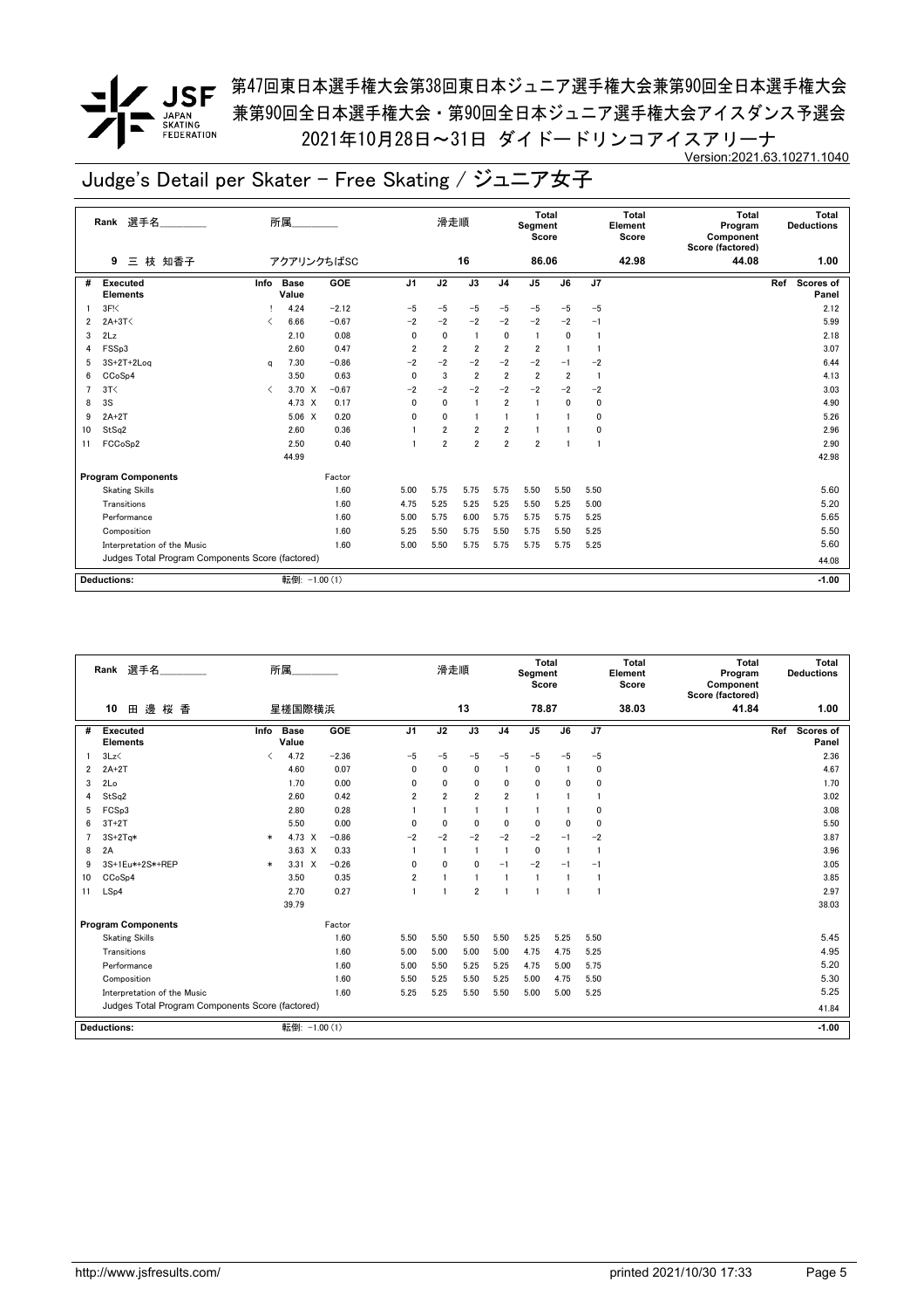第47回東日本選手権大会第38回東日本ジュニア選手権大会兼第90回全日本選手権大会
兼第90回全日本選手権大会・第90回全日本ジュニア選手権大会アイスダンス予選会
2021年10月28日～31日 ダイドードリンコアイスアリーナ

Version:2021.63.10271.1040

# Judge's Detail per Skater - Free Skating / ジュニア女子

| Rank | 選手名 | 所属 | 滑走順 | Total Segment Score | Total Element Score | Total Program Component Score (factored) | Total Deductions |
|---|---|---|---|---|---|---|---|
| 9 | 三 枝 知香子 | アクアリンクちばSC | 16 | 86.06 | 42.98 | 44.08 | 1.00 |

| # | Executed Elements | Info | Base Value | | GOE | J1 | J2 | J3 | J4 | J5 | J6 | J7 | Ref | Scores of Panel |
|---|---|---|---|---|---|---|---|---|---|---|---|---|---|---|
| 1 | 3F!< | ! | 4.24 | | -2.12 | -5 | -5 | -5 | -5 | -5 | -5 | -5 | | 2.12 |
| 2 | 2A+3T< | < | 6.66 | | -0.67 | -2 | -2 | -2 | -2 | -2 | -2 | -1 | | 5.99 |
| 3 | 2Lz | | 2.10 | | 0.08 | 0 | 0 | 1 | 0 | 1 | 0 | 1 | | 2.18 |
| 4 | FSSp3 | | 2.60 | | 0.47 | 2 | 2 | 2 | 2 | 2 | 1 | 1 | | 3.07 |
| 5 | 3S+2T+2Loq | q | 7.30 | | -0.86 | -2 | -2 | -2 | -2 | -2 | -1 | -2 | | 6.44 |
| 6 | CCoSp4 | | 3.50 | | 0.63 | 0 | 3 | 2 | 2 | 2 | 2 | 1 | | 4.13 |
| 7 | 3T< | < | 3.70 | X | -0.67 | -2 | -2 | -2 | -2 | -2 | -2 | -2 | | 3.03 |
| 8 | 3S | | 4.73 | X | 0.17 | 0 | 0 | 1 | 2 | 1 | 0 | 0 | | 4.90 |
| 9 | 2A+2T | | 5.06 | X | 0.20 | 0 | 0 | 1 | 1 | 1 | 1 | 0 | | 5.26 |
| 10 | StSq2 | | 2.60 | | 0.36 | 1 | 2 | 2 | 2 | 1 | 1 | 0 | | 2.96 |
| 11 | FCCoSp2 | | 2.50 | | 0.40 | 1 | 2 | 2 | 2 | 2 | 1 | 1 | | 2.90 |
| | | | 44.99 | | | | | | | | | | | 42.98 |

| Program Components | Factor | J1 | J2 | J3 | J4 | J5 | J6 | J7 | Scores of Panel |
|---|---|---|---|---|---|---|---|---|---|
| Skating Skills | 1.60 | 5.00 | 5.75 | 5.75 | 5.75 | 5.50 | 5.50 | 5.50 | 5.60 |
| Transitions | 1.60 | 4.75 | 5.25 | 5.25 | 5.25 | 5.50 | 5.25 | 5.00 | 5.20 |
| Performance | 1.60 | 5.00 | 5.75 | 6.00 | 5.75 | 5.75 | 5.75 | 5.25 | 5.65 |
| Composition | 1.60 | 5.25 | 5.50 | 5.75 | 5.50 | 5.75 | 5.50 | 5.25 | 5.50 |
| Interpretation of the Music | 1.60 | 5.00 | 5.50 | 5.75 | 5.75 | 5.75 | 5.75 | 5.25 | 5.60 |
| Judges Total Program Components Score (factored) | | | | | | | | | 44.08 |

| Deductions: | 転倒: -1.00 (1) | -1.00 |
|---|---|---|

| Rank | 選手名 | 所属 | 滑走順 | Total Segment Score | Total Element Score | Total Program Component Score (factored) | Total Deductions |
|---|---|---|---|---|---|---|---|
| 10 | 田 邉 桜 香 | 星槎国際横浜 | 13 | 78.87 | 38.03 | 41.84 | 1.00 |

| # | Executed Elements | Info | Base Value | | GOE | J1 | J2 | J3 | J4 | J5 | J6 | J7 | Ref | Scores of Panel |
|---|---|---|---|---|---|---|---|---|---|---|---|---|---|---|
| 1 | 3Lz< | < | 4.72 | | -2.36 | -5 | -5 | -5 | -5 | -5 | -5 | -5 | | 2.36 |
| 2 | 2A+2T | | 4.60 | | 0.07 | 0 | 0 | 0 | 1 | 0 | 1 | 0 | | 4.67 |
| 3 | 2Lo | | 1.70 | | 0.00 | 0 | 0 | 0 | 0 | 0 | 0 | 0 | | 1.70 |
| 4 | StSq2 | | 2.60 | | 0.42 | 2 | 2 | 2 | 2 | 1 | 1 | 1 | | 3.02 |
| 5 | FCSp3 | | 2.80 | | 0.28 | 1 | 1 | 1 | 1 | 1 | 1 | 0 | | 3.08 |
| 6 | 3T+2T | | 5.50 | | 0.00 | 0 | 0 | 0 | 0 | 0 | 0 | 0 | | 5.50 |
| 7 | 3S+2Tq* | * | 4.73 | X | -0.86 | -2 | -2 | -2 | -2 | -2 | -1 | -2 | | 3.87 |
| 8 | 2A | | 3.63 | X | 0.33 | 1 | 1 | 1 | 1 | 0 | 1 | 1 | | 3.96 |
| 9 | 3S+1Eu*+2S*+REP | * | 3.31 | X | -0.26 | 0 | 0 | 0 | -1 | -2 | -1 | -1 | | 3.05 |
| 10 | CCoSp4 | | 3.50 | | 0.35 | 2 | 1 | 1 | 1 | 1 | 1 | 1 | | 3.85 |
| 11 | LSp4 | | 2.70 | | 0.27 | 1 | 1 | 2 | 1 | 1 | 1 | 1 | | 2.97 |
| | | | 39.79 | | | | | | | | | | | 38.03 |

| Program Components | Factor | J1 | J2 | J3 | J4 | J5 | J6 | J7 | Scores of Panel |
|---|---|---|---|---|---|---|---|---|---|
| Skating Skills | 1.60 | 5.50 | 5.50 | 5.50 | 5.50 | 5.25 | 5.25 | 5.50 | 5.45 |
| Transitions | 1.60 | 5.00 | 5.00 | 5.00 | 5.00 | 4.75 | 4.75 | 5.25 | 4.95 |
| Performance | 1.60 | 5.00 | 5.50 | 5.25 | 5.25 | 4.75 | 5.00 | 5.75 | 5.20 |
| Composition | 1.60 | 5.50 | 5.25 | 5.50 | 5.25 | 5.00 | 4.75 | 5.50 | 5.30 |
| Interpretation of the Music | 1.60 | 5.25 | 5.25 | 5.50 | 5.50 | 5.00 | 5.00 | 5.25 | 5.25 |
| Judges Total Program Components Score (factored) | | | | | | | | | 41.84 |

| Deductions: | 転倒: -1.00 (1) | -1.00 |
|---|---|---|

http://www.jsfresults.com/ printed 2021/10/30 17:33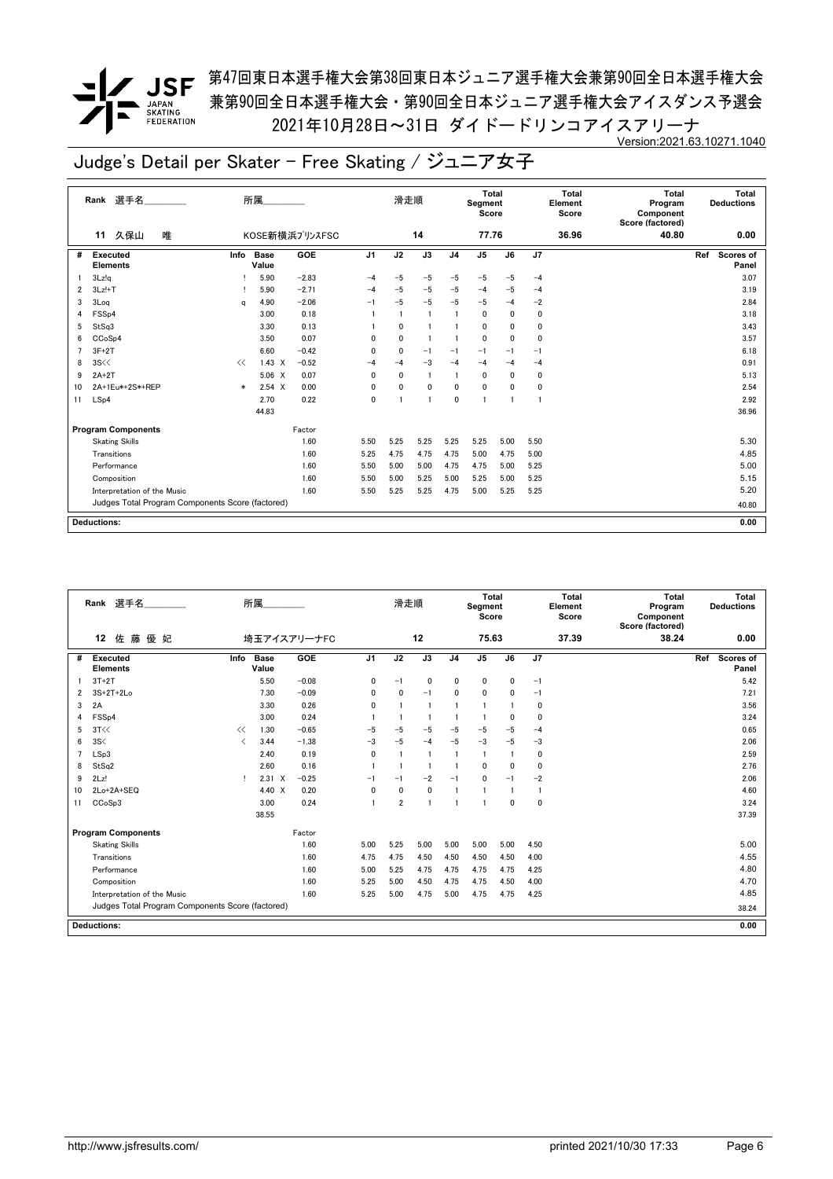第47回東日本選手権大会第38回東日本ジュニア選手権大会兼第90回全日本選手権大会
兼第90回全日本選手権大会・第90回全日本ジュニア選手権大会アイスダンス予選会
2021年10月28日～31日 ダイドードリンコアイスアリーナ

Version:2021.63.10271.1040

# Judge's Detail per Skater - Free Skating / ジュニア女子

| Rank | 選手名 | 所属 | 滑走順 | Total Segment Score | Total Element Score | Total Program Component Score (factored) | Total Deductions |
|---|---|---|---|---|---|---|---|
| 11 | 久保山　唯 | KOSE新横浜ﾌﾟﾘﾝｽFSC | 14 | 77.76 | 36.96 | 40.80 | 0.00 |

| # | Executed Elements | Info | Base Value | | GOE | J1 | J2 | J3 | J4 | J5 | J6 | J7 | Ref | Scores of Panel |
|---|---|---|---|---|---|---|---|---|---|---|---|---|---|---|
| 1 | 3Lz!q | ! | 5.90 | | −2.83 | −4 | −5 | −5 | −5 | −5 | −5 | −4 | | 3.07 |
| 2 | 3Lz!+T | ! | 5.90 | | −2.71 | −4 | −5 | −5 | −5 | −4 | −5 | −4 | | 3.19 |
| 3 | 3Loq | q | 4.90 | | −2.06 | −1 | −5 | −5 | −5 | −5 | −4 | −2 | | 2.84 |
| 4 | FSSp4 | | 3.00 | | 0.18 | 1 | 1 | 1 | 1 | 0 | 0 | 0 | | 3.18 |
| 5 | StSq3 | | 3.30 | | 0.13 | 1 | 0 | 1 | 1 | 0 | 0 | 0 | | 3.43 |
| 6 | CCoSp4 | | 3.50 | | 0.07 | 0 | 0 | 1 | 1 | 0 | 0 | 0 | | 3.57 |
| 7 | 3F+2T | | 6.60 | | −0.42 | 0 | 0 | −1 | −1 | −1 | −1 | −1 | | 6.18 |
| 8 | 3S<< | << | 1.43 | X | −0.52 | −4 | −4 | −3 | −4 | −4 | −4 | −4 | | 0.91 |
| 9 | 2A+2T | | 5.06 | X | 0.07 | 0 | 0 | 1 | 1 | 0 | 0 | 0 | | 5.13 |
| 10 | 2A+1Eu*+2S*+REP | * | 2.54 | X | 0.00 | 0 | 0 | 0 | 0 | 0 | 0 | 0 | | 2.54 |
| 11 | LSp4 | | 2.70 | | 0.22 | 0 | 1 | 1 | 0 | 1 | 1 | 1 | | 2.92 |
| | | | 44.83 | | | | | | | | | | | 36.96 |

| Program Components | Factor | J1 | J2 | J3 | J4 | J5 | J6 | J7 | Scores of Panel |
|---|---|---|---|---|---|---|---|---|---|
| Skating Skills | 1.60 | 5.50 | 5.25 | 5.25 | 5.25 | 5.25 | 5.00 | 5.50 | 5.30 |
| Transitions | 1.60 | 5.25 | 4.75 | 4.75 | 4.75 | 5.00 | 4.75 | 5.00 | 4.85 |
| Performance | 1.60 | 5.50 | 5.00 | 5.00 | 4.75 | 4.75 | 5.00 | 5.25 | 5.00 |
| Composition | 1.60 | 5.50 | 5.00 | 5.25 | 5.00 | 5.25 | 5.00 | 5.25 | 5.15 |
| Interpretation of the Music | 1.60 | 5.50 | 5.25 | 5.25 | 4.75 | 5.00 | 5.25 | 5.25 | 5.20 |
| Judges Total Program Components Score (factored) | | | | | | | | | 40.80 |

**Deductions:** 0.00

| Rank | 選手名 | 所属 | 滑走順 | Total Segment Score | Total Element Score | Total Program Component Score (factored) | Total Deductions |
|---|---|---|---|---|---|---|---|
| 12 | 佐 藤 優 妃 | 埼玉アイスアリーナFC | 12 | 75.63 | 37.39 | 38.24 | 0.00 |

| # | Executed Elements | Info | Base Value | | GOE | J1 | J2 | J3 | J4 | J5 | J6 | J7 | Ref | Scores of Panel |
|---|---|---|---|---|---|---|---|---|---|---|---|---|---|---|
| 1 | 3T+2T | | 5.50 | | −0.08 | 0 | −1 | 0 | 0 | 0 | 0 | −1 | | 5.42 |
| 2 | 3S+2T+2Lo | | 7.30 | | −0.09 | 0 | 0 | −1 | 0 | 0 | 0 | −1 | | 7.21 |
| 3 | 2A | | 3.30 | | 0.26 | 0 | 1 | 1 | 1 | 1 | 1 | 0 | | 3.56 |
| 4 | FSSp4 | | 3.00 | | 0.24 | 1 | 1 | 1 | 1 | 1 | 0 | 0 | | 3.24 |
| 5 | 3T<< | << | 1.30 | | −0.65 | −5 | −5 | −5 | −5 | −5 | −5 | −4 | | 0.65 |
| 6 | 3S< | < | 3.44 | | −1.38 | −3 | −5 | −4 | −5 | −3 | −5 | −3 | | 2.06 |
| 7 | LSp3 | | 2.40 | | 0.19 | 0 | 1 | 1 | 1 | 1 | 1 | 0 | | 2.59 |
| 8 | StSq2 | | 2.60 | | 0.16 | 1 | 1 | 1 | 1 | 0 | 0 | 0 | | 2.76 |
| 9 | 2Lz! | ! | 2.31 | X | −0.25 | −1 | −1 | −2 | −1 | 0 | −1 | −2 | | 2.06 |
| 10 | 2Lo+2A+SEQ | | 4.40 | X | 0.20 | 0 | 0 | 0 | 1 | 1 | 1 | 1 | | 4.60 |
| 11 | CCoSp3 | | 3.00 | | 0.24 | 1 | 2 | 1 | 1 | 1 | 0 | 0 | | 3.24 |
| | | | 38.55 | | | | | | | | | | | 37.39 |

| Program Components | Factor | J1 | J2 | J3 | J4 | J5 | J6 | J7 | Scores of Panel |
|---|---|---|---|---|---|---|---|---|---|
| Skating Skills | 1.60 | 5.00 | 5.25 | 5.00 | 5.00 | 5.00 | 5.00 | 4.50 | 5.00 |
| Transitions | 1.60 | 4.75 | 4.75 | 4.50 | 4.50 | 4.50 | 4.50 | 4.00 | 4.55 |
| Performance | 1.60 | 5.00 | 5.25 | 4.75 | 4.75 | 4.75 | 4.75 | 4.25 | 4.80 |
| Composition | 1.60 | 5.25 | 5.00 | 4.50 | 4.75 | 4.75 | 4.50 | 4.00 | 4.70 |
| Interpretation of the Music | 1.60 | 5.25 | 5.00 | 4.75 | 5.00 | 4.75 | 4.75 | 4.25 | 4.85 |
| Judges Total Program Components Score (factored) | | | | | | | | | 38.24 |

**Deductions:** 0.00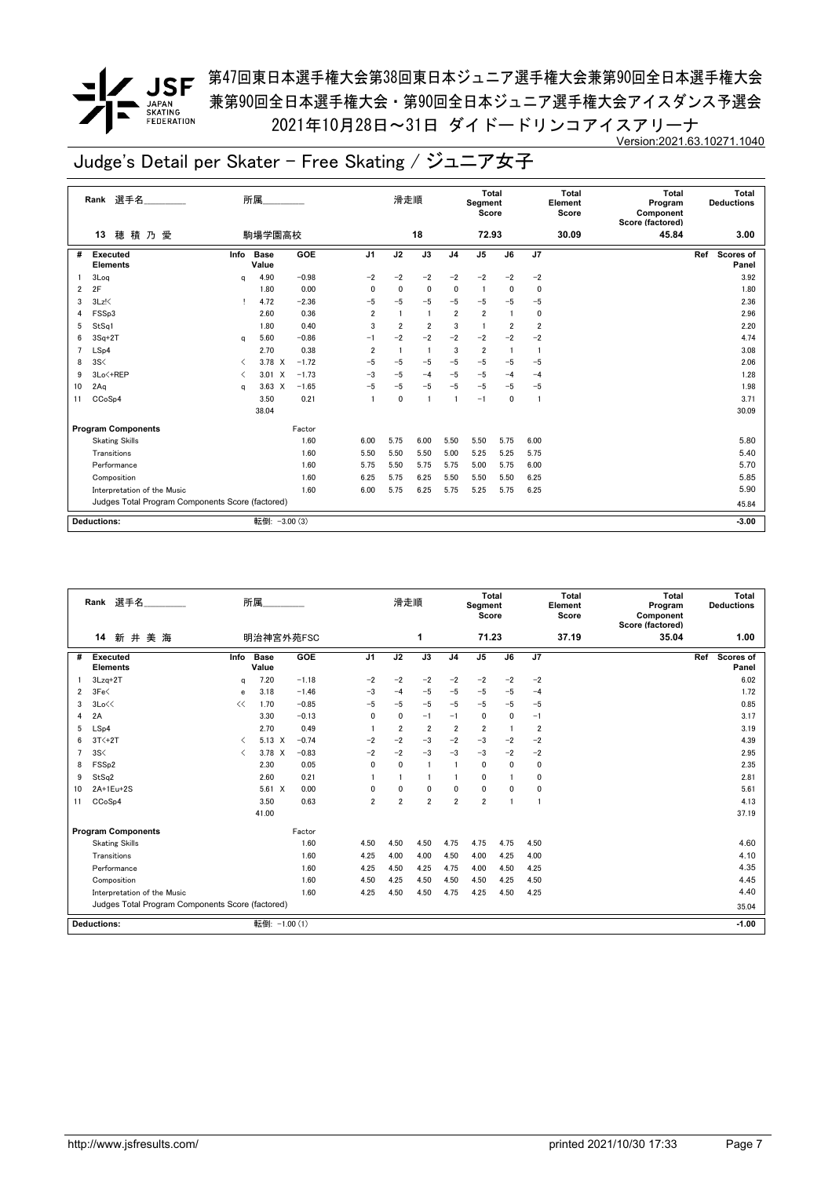第47回東日本選手権大会第38回東日本ジュニア選手権大会兼第90回全日本選手権大会
兼第90回全日本選手権大会・第90回全日本ジュニア選手権大会アイスダンス予選会
2021年10月28日～31日 ダイドードリンコアイスアリーナ

Version:2021.63.10271.1040

# Judge's Detail per Skater - Free Skating / ジュニア女子

| Rank | 選手名 | 所属 | 滑走順 | Total Segment Score | Total Element Score | Total Program Component Score (factored) | Total Deductions |
|---|---|---|---|---|---|---|---|
| 13 | 穂 積 乃 愛 | 駒場学園高校 | 18 | 72.93 | 30.09 | 45.84 | 3.00 |

| # | Executed Elements | Info | Base Value | | GOE | J1 | J2 | J3 | J4 | J5 | J6 | J7 | Ref | Scores of Panel |
|---|---|---|---|---|---|---|---|---|---|---|---|---|---|---|
| 1 | 3Loq | q | 4.90 | | -0.98 | -2 | -2 | -2 | -2 | -2 | -2 | -2 | | 3.92 |
| 2 | 2F | | 1.80 | | 0.00 | 0 | 0 | 0 | 0 | 1 | 0 | 0 | | 1.80 |
| 3 | 3Lz!< | ! | 4.72 | | -2.36 | -5 | -5 | -5 | -5 | -5 | -5 | -5 | | 2.36 |
| 4 | FSSp3 | | 2.60 | | 0.36 | 2 | 1 | 1 | 2 | 2 | 1 | 0 | | 2.96 |
| 5 | StSq1 | | 1.80 | | 0.40 | 3 | 2 | 2 | 3 | 1 | 2 | 2 | | 2.20 |
| 6 | 3Sq+2T | q | 5.60 | | -0.86 | -1 | -2 | -2 | -2 | -2 | -2 | -2 | | 4.74 |
| 7 | LSp4 | | 2.70 | | 0.38 | 2 | 1 | 1 | 3 | 2 | 1 | 1 | | 3.08 |
| 8 | 3S< | < | 3.78 | X | -1.72 | -5 | -5 | -5 | -5 | -5 | -5 | -5 | | 2.06 |
| 9 | 3Lo<+REP | < | 3.01 | X | -1.73 | -3 | -5 | -4 | -5 | -5 | -4 | -4 | | 1.28 |
| 10 | 2Aq | q | 3.63 | X | -1.65 | -5 | -5 | -5 | -5 | -5 | -5 | -5 | | 1.98 |
| 11 | CCoSp4 | | 3.50 | | 0.21 | 1 | 0 | 1 | 1 | -1 | 0 | 1 | | 3.71 |
| | | | 38.04 | | | | | | | | | | | 30.09 |

| Program Components | Factor | J1 | J2 | J3 | J4 | J5 | J6 | J7 | Scores of Panel |
|---|---|---|---|---|---|---|---|---|---|
| Skating Skills | 1.60 | 6.00 | 5.75 | 6.00 | 5.50 | 5.50 | 5.75 | 6.00 | 5.80 |
| Transitions | 1.60 | 5.50 | 5.50 | 5.50 | 5.00 | 5.25 | 5.25 | 5.75 | 5.40 |
| Performance | 1.60 | 5.75 | 5.50 | 5.75 | 5.75 | 5.00 | 5.75 | 6.00 | 5.70 |
| Composition | 1.60 | 6.25 | 5.75 | 6.25 | 5.50 | 5.50 | 5.50 | 6.25 | 5.85 |
| Interpretation of the Music | 1.60 | 6.00 | 5.75 | 6.25 | 5.75 | 5.25 | 5.75 | 6.25 | 5.90 |
| Judges Total Program Components Score (factored) | | | | | | | | | 45.84 |

Deductions: 転倒: -3.00 (3) | -3.00

| Rank | 選手名 | 所属 | 滑走順 | Total Segment Score | Total Element Score | Total Program Component Score (factored) | Total Deductions |
|---|---|---|---|---|---|---|---|
| 14 | 新 井 美 海 | 明治神宮外苑FSC | 1 | 71.23 | 37.19 | 35.04 | 1.00 |

| # | Executed Elements | Info | Base Value | | GOE | J1 | J2 | J3 | J4 | J5 | J6 | J7 | Ref | Scores of Panel |
|---|---|---|---|---|---|---|---|---|---|---|---|---|---|---|
| 1 | 3Lzq+2T | q | 7.20 | | -1.18 | -2 | -2 | -2 | -2 | -2 | -2 | -2 | | 6.02 |
| 2 | 3Fe< | e | 3.18 | | -1.46 | -3 | -4 | -5 | -5 | -5 | -5 | -4 | | 1.72 |
| 3 | 3Lo<< | << | 1.70 | | -0.85 | -5 | -5 | -5 | -5 | -5 | -5 | -5 | | 0.85 |
| 4 | 2A | | 3.30 | | -0.13 | 0 | 0 | -1 | -1 | 0 | 0 | -1 | | 3.17 |
| 5 | LSp4 | | 2.70 | | 0.49 | 1 | 2 | 2 | 2 | 2 | 1 | 2 | | 3.19 |
| 6 | 3T<+2T | < | 5.13 | X | -0.74 | -2 | -2 | -3 | -2 | -3 | -2 | -2 | | 4.39 |
| 7 | 3S< | < | 3.78 | X | -0.83 | -2 | -2 | -3 | -3 | -3 | -2 | -2 | | 2.95 |
| 8 | FSSp2 | | 2.30 | | 0.05 | 0 | 0 | 1 | 1 | 0 | 0 | 0 | | 2.35 |
| 9 | StSq2 | | 2.60 | | 0.21 | 1 | 1 | 1 | 1 | 0 | 1 | 0 | | 2.81 |
| 10 | 2A+1Eu+2S | | 5.61 | X | 0.00 | 0 | 0 | 0 | 0 | 0 | 0 | 0 | | 5.61 |
| 11 | CCoSp4 | | 3.50 | | 0.63 | 2 | 2 | 2 | 2 | 2 | 1 | 1 | | 4.13 |
| | | | 41.00 | | | | | | | | | | | 37.19 |

| Program Components | Factor | J1 | J2 | J3 | J4 | J5 | J6 | J7 | Scores of Panel |
|---|---|---|---|---|---|---|---|---|---|
| Skating Skills | 1.60 | 4.50 | 4.50 | 4.50 | 4.75 | 4.75 | 4.75 | 4.50 | 4.60 |
| Transitions | 1.60 | 4.25 | 4.00 | 4.00 | 4.50 | 4.00 | 4.25 | 4.00 | 4.10 |
| Performance | 1.60 | 4.25 | 4.50 | 4.25 | 4.75 | 4.00 | 4.50 | 4.25 | 4.35 |
| Composition | 1.60 | 4.50 | 4.25 | 4.50 | 4.50 | 4.50 | 4.25 | 4.50 | 4.45 |
| Interpretation of the Music | 1.60 | 4.25 | 4.50 | 4.50 | 4.75 | 4.25 | 4.50 | 4.25 | 4.40 |
| Judges Total Program Components Score (factored) | | | | | | | | | 35.04 |

Deductions: 転倒: -1.00 (1) | -1.00

http://www.jsfresults.com/ printed 2021/10/30 17:33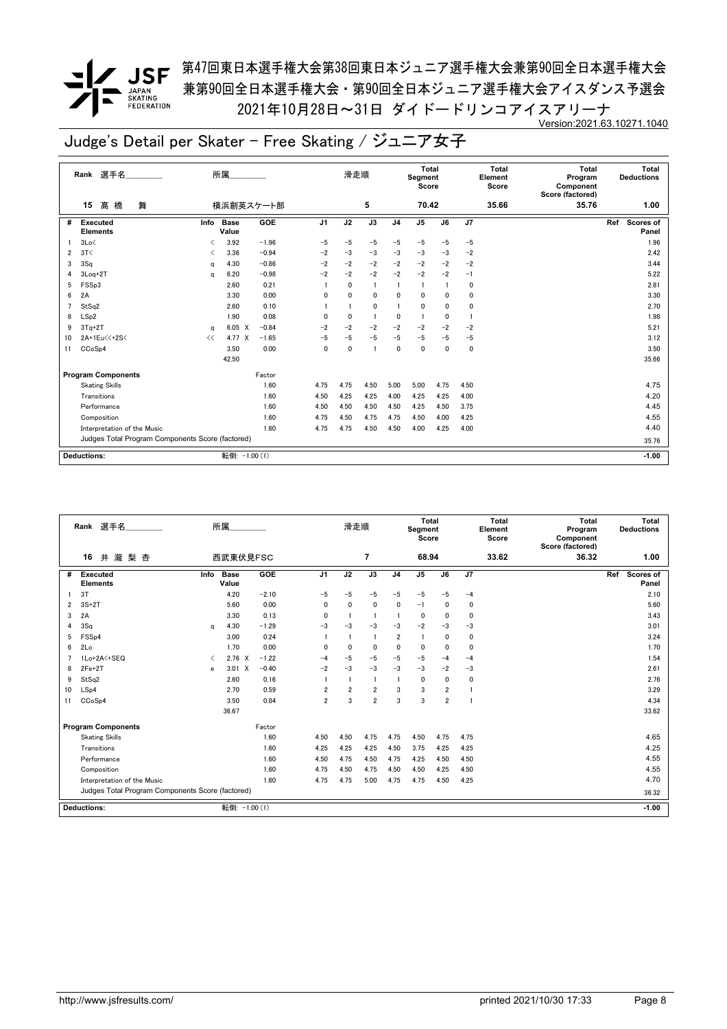第47回東日本選手権大会第38回東日本ジュニア選手権大会兼第90回全日本選手権大会
兼第90回全日本選手権大会・第90回全日本ジュニア選手権大会アイスダンス予選会
2021年10月28日～31日 ダイドードリンコアイスアリーナ

Version:2021.63.10271.1040

# Judge's Detail per Skater - Free Skating / ジュニア女子

| Rank | 選手名 | 所属 | 滑走順 | Total Segment Score | Total Element Score | Total Program Component Score (factored) | Total Deductions |
|---|---|---|---|---|---|---|---|
| 15 | 高橋 舞 | 横浜創英スケート部 | 5 | 70.42 | 35.66 | 35.76 | 1.00 |

| # | Executed Elements | Info | Base Value | | GOE | J1 | J2 | J3 | J4 | J5 | J6 | J7 | Ref | Scores of Panel |
|---|---|---|---|---|---|---|---|---|---|---|---|---|---|---|
| 1 | 3Lo< | < | 3.92 | | −1.96 | −5 | −5 | −5 | −5 | −5 | −5 | −5 | | 1.96 |
| 2 | 3T< | < | 3.36 | | −0.94 | −2 | −3 | −3 | −3 | −3 | −3 | −2 | | 2.42 |
| 3 | 3Sq | q | 4.30 | | −0.86 | −2 | −2 | −2 | −2 | −2 | −2 | −2 | | 3.44 |
| 4 | 3Loq+2T | q | 6.20 | | −0.98 | −2 | −2 | −2 | −2 | −2 | −2 | −1 | | 5.22 |
| 5 | FSSp3 | | 2.60 | | 0.21 | 1 | 0 | 1 | 1 | 1 | 1 | 0 | | 2.81 |
| 6 | 2A | | 3.30 | | 0.00 | 0 | 0 | 0 | 0 | 0 | 0 | 0 | | 3.30 |
| 7 | StSq2 | | 2.60 | | 0.10 | 1 | 1 | 0 | 1 | 0 | 0 | 0 | | 2.70 |
| 8 | LSp2 | | 1.90 | | 0.08 | 0 | 0 | 1 | 0 | 1 | 0 | 1 | | 1.98 |
| 9 | 3Tq+2T | q | 6.05 | X | −0.84 | −2 | −2 | −2 | −2 | −2 | −2 | −2 | | 5.21 |
| 10 | 2A+1Eu<<+2S< | << | 4.77 | X | −1.65 | −5 | −5 | −5 | −5 | −5 | −5 | −5 | | 3.12 |
| 11 | CCoSp4 | | 3.50 | | 0.00 | 0 | 0 | 1 | 0 | 0 | 0 | 0 | | 3.50 |
| | | | 42.50 | | | | | | | | | | | 35.66 |

| Program Components | Factor | J1 | J2 | J3 | J4 | J5 | J6 | J7 | Scores of Panel |
|---|---|---|---|---|---|---|---|---|---|
| Skating Skills | 1.60 | 4.75 | 4.75 | 4.50 | 5.00 | 5.00 | 4.75 | 4.50 | 4.75 |
| Transitions | 1.60 | 4.50 | 4.25 | 4.25 | 4.00 | 4.25 | 4.25 | 4.00 | 4.20 |
| Performance | 1.60 | 4.50 | 4.50 | 4.50 | 4.50 | 4.25 | 4.50 | 3.75 | 4.45 |
| Composition | 1.60 | 4.75 | 4.50 | 4.75 | 4.75 | 4.50 | 4.00 | 4.25 | 4.55 |
| Interpretation of the Music | 1.60 | 4.75 | 4.75 | 4.50 | 4.50 | 4.00 | 4.25 | 4.00 | 4.40 |
| Judges Total Program Components Score (factored) | | | | | | | | | 35.76 |

**Deductions:** 転倒: −1.00 (1) **−1.00**

| Rank | 選手名 | 所属 | 滑走順 | Total Segment Score | Total Element Score | Total Program Component Score (factored) | Total Deductions |
|---|---|---|---|---|---|---|---|
| 16 | 井瀧 梨杏 | 西武東伏見FSC | 7 | 68.94 | 33.62 | 36.32 | 1.00 |

| # | Executed Elements | Info | Base Value | | GOE | J1 | J2 | J3 | J4 | J5 | J6 | J7 | Ref | Scores of Panel |
|---|---|---|---|---|---|---|---|---|---|---|---|---|---|---|
| 1 | 3T | | 4.20 | | −2.10 | −5 | −5 | −5 | −5 | −5 | −5 | −4 | | 2.10 |
| 2 | 3S+2T | | 5.60 | | 0.00 | 0 | 0 | 0 | 0 | −1 | 0 | 0 | | 5.60 |
| 3 | 2A | | 3.30 | | 0.13 | 0 | 1 | 1 | 1 | 0 | 0 | 0 | | 3.43 |
| 4 | 3Sq | q | 4.30 | | −1.29 | −3 | −3 | −3 | −3 | −2 | −3 | −3 | | 3.01 |
| 5 | FSSp4 | | 3.00 | | 0.24 | 1 | 1 | 1 | 2 | 1 | 0 | 0 | | 3.24 |
| 6 | 2Lo | | 1.70 | | 0.00 | 0 | 0 | 0 | 0 | 0 | 0 | 0 | | 1.70 |
| 7 | 1Lo+2A<+SEQ | < | 2.76 | X | −1.22 | −4 | −5 | −5 | −5 | −5 | −4 | −4 | | 1.54 |
| 8 | 2Fe+2T | e | 3.01 | X | −0.40 | −2 | −3 | −3 | −3 | −3 | −2 | −3 | | 2.61 |
| 9 | StSq2 | | 2.60 | | 0.16 | 1 | 1 | 1 | 1 | 0 | 0 | 0 | | 2.76 |
| 10 | LSp4 | | 2.70 | | 0.59 | 2 | 2 | 2 | 3 | 3 | 2 | 1 | | 3.29 |
| 11 | CCoSp4 | | 3.50 | | 0.84 | 2 | 3 | 2 | 3 | 3 | 2 | 1 | | 4.34 |
| | | | 36.67 | | | | | | | | | | | 33.62 |

| Program Components | Factor | J1 | J2 | J3 | J4 | J5 | J6 | J7 | Scores of Panel |
|---|---|---|---|---|---|---|---|---|---|
| Skating Skills | 1.60 | 4.50 | 4.50 | 4.75 | 4.75 | 4.50 | 4.75 | 4.75 | 4.65 |
| Transitions | 1.60 | 4.25 | 4.25 | 4.25 | 4.50 | 3.75 | 4.25 | 4.25 | 4.25 |
| Performance | 1.60 | 4.50 | 4.75 | 4.50 | 4.75 | 4.25 | 4.50 | 4.50 | 4.55 |
| Composition | 1.60 | 4.75 | 4.50 | 4.75 | 4.50 | 4.50 | 4.25 | 4.50 | 4.55 |
| Interpretation of the Music | 1.60 | 4.75 | 4.75 | 5.00 | 4.75 | 4.75 | 4.50 | 4.25 | 4.70 |
| Judges Total Program Components Score (factored) | | | | | | | | | 36.32 |

**Deductions:** 転倒: −1.00 (1) **−1.00**

http://www.jsfresults.com/ printed 2021/10/30 17:33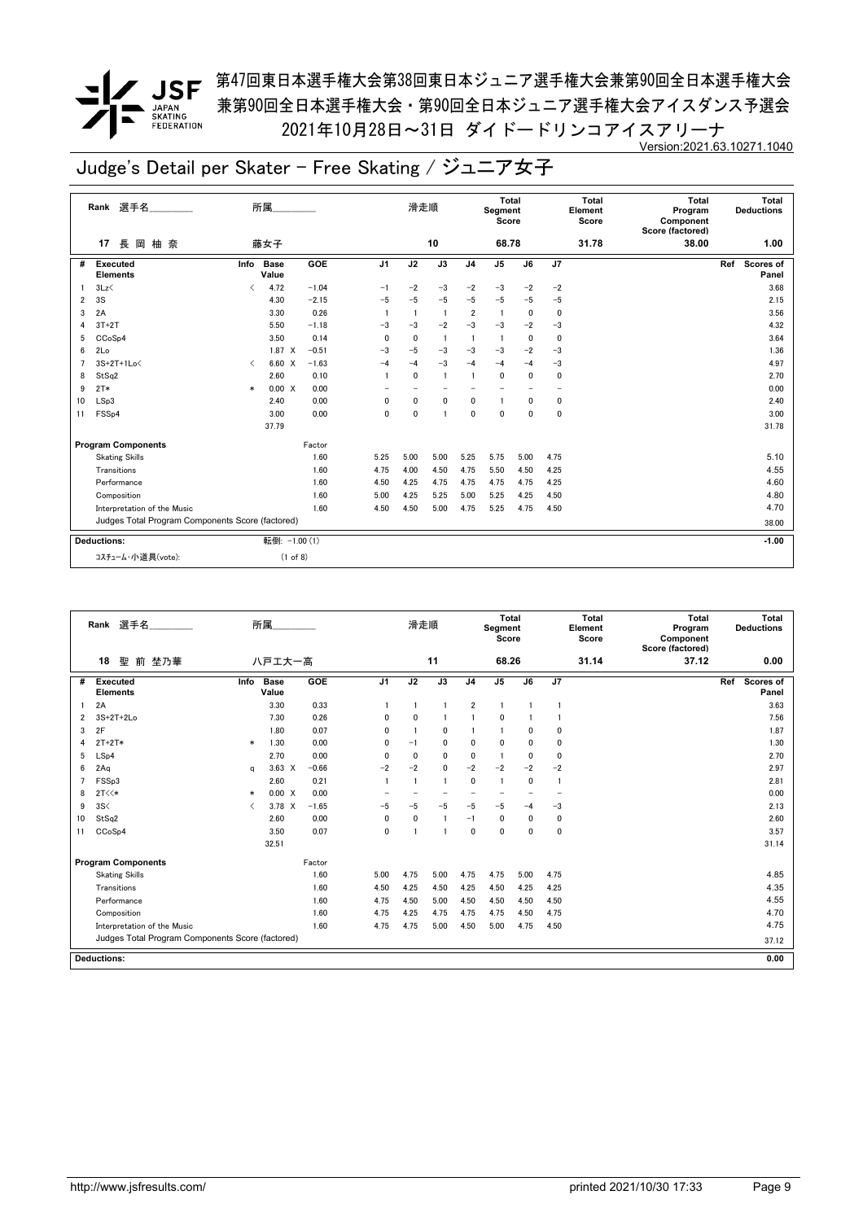第47回東日本選手権大会第38回東日本ジュニア選手権大会兼第90回全日本選手権大会
兼第90回全日本選手権大会・第90回全日本ジュニア選手権大会アイスダンス予選会
2021年10月28日～31日 ダイドードリンコアイスアリーナ

Version:2021.63.10271.1040

# Judge's Detail per Skater - Free Skating / ジュニア女子

| Rank | 選手名 | 所属 | 滑走順 | Total Segment Score | Total Element Score | Total Program Component Score (factored) | Total Deductions |
|---|---|---|---|---|---|---|---|
| 17 | 長 岡 柚 奈 | 藤女子 | 10 | 68.78 | 31.78 | 38.00 | 1.00 |

| # | Executed Elements | Info | Base Value | | GOE | J1 | J2 | J3 | J4 | J5 | J6 | J7 | Ref | Scores of Panel |
|---|---|---|---|---|---|---|---|---|---|---|---|---|---|---|
| 1 | 3Lz< | < | 4.72 | | -1.04 | -1 | -2 | -3 | -2 | -3 | -2 | -2 | | 3.68 |
| 2 | 3S | | 4.30 | | -2.15 | -5 | -5 | -5 | -5 | -5 | -5 | -5 | | 2.15 |
| 3 | 2A | | 3.30 | | 0.26 | 1 | 1 | 1 | 2 | 1 | 0 | 0 | | 3.56 |
| 4 | 3T+2T | | 5.50 | | -1.18 | -3 | -3 | -2 | -3 | -3 | -2 | -3 | | 4.32 |
| 5 | CCoSp4 | | 3.50 | | 0.14 | 0 | 0 | 1 | 1 | 1 | 0 | 0 | | 3.64 |
| 6 | 2Lo | | 1.87 | X | -0.51 | -3 | -5 | -3 | -3 | -3 | -2 | -3 | | 1.36 |
| 7 | 3S+2T+1Lo< | < | 6.60 | X | -1.63 | -4 | -4 | -3 | -4 | -4 | -4 | -3 | | 4.97 |
| 8 | StSq2 | | 2.60 | | 0.10 | 1 | 0 | 1 | 1 | 0 | 0 | 0 | | 2.70 |
| 9 | 2T* | * | 0.00 | X | 0.00 | - | - | - | - | - | - | - | | 0.00 |
| 10 | LSp3 | | 2.40 | | 0.00 | 0 | 0 | 0 | 0 | 1 | 0 | 0 | | 2.40 |
| 11 | FSSp4 | | 3.00 | | 0.00 | 0 | 0 | 1 | 0 | 0 | 0 | 0 | | 3.00 |
| | | | 37.79 | | | | | | | | | | | 31.78 |

| Program Components | Factor | J1 | J2 | J3 | J4 | J5 | J6 | J7 | Scores of Panel |
|---|---|---|---|---|---|---|---|---|---|
| Skating Skills | 1.60 | 5.25 | 5.00 | 5.00 | 5.25 | 5.75 | 5.00 | 4.75 | 5.10 |
| Transitions | 1.60 | 4.75 | 4.00 | 4.50 | 4.75 | 5.50 | 4.50 | 4.25 | 4.55 |
| Performance | 1.60 | 4.50 | 4.25 | 4.75 | 4.75 | 4.75 | 4.75 | 4.25 | 4.60 |
| Composition | 1.60 | 5.00 | 4.25 | 5.25 | 5.00 | 5.25 | 4.25 | 4.50 | 4.80 |
| Interpretation of the Music | 1.60 | 4.50 | 4.50 | 5.00 | 4.75 | 5.25 | 4.75 | 4.50 | 4.70 |
| Judges Total Program Components Score (factored) | | | | | | | | | 38.00 |

| Deductions: | 転倒: -1.00 (1) | -1.00 |
|---|---|---|
| コスチューム・小道具(vote): | (1 of 8) | |

| Rank | 選手名 | 所属 | 滑走順 | Total Segment Score | Total Element Score | Total Program Component Score (factored) | Total Deductions |
|---|---|---|---|---|---|---|---|
| 18 | 聖 前 埜乃華 | 八戸工大一高 | 11 | 68.26 | 31.14 | 37.12 | 0.00 |

| # | Executed Elements | Info | Base Value | | GOE | J1 | J2 | J3 | J4 | J5 | J6 | J7 | Ref | Scores of Panel |
|---|---|---|---|---|---|---|---|---|---|---|---|---|---|---|
| 1 | 2A | | 3.30 | | 0.33 | 1 | 1 | 1 | 2 | 1 | 1 | 1 | | 3.63 |
| 2 | 3S+2T+2Lo | | 7.30 | | 0.26 | 0 | 0 | 1 | 1 | 0 | 1 | 1 | | 7.56 |
| 3 | 2F | | 1.80 | | 0.07 | 0 | 1 | 0 | 1 | 1 | 0 | 0 | | 1.87 |
| 4 | 2T+2T* | * | 1.30 | | 0.00 | 0 | -1 | 0 | 0 | 0 | 0 | 0 | | 1.30 |
| 5 | LSp4 | | 2.70 | | 0.00 | 0 | 0 | 0 | 0 | 1 | 0 | 0 | | 2.70 |
| 6 | 2Aq | q | 3.63 | X | -0.66 | -2 | -2 | 0 | -2 | -2 | -2 | -2 | | 2.97 |
| 7 | FSSp3 | | 2.60 | | 0.21 | 1 | 1 | 1 | 0 | 1 | 0 | 1 | | 2.81 |
| 8 | 2T<<* | * | 0.00 | X | 0.00 | - | - | - | - | - | - | - | | 0.00 |
| 9 | 3S< | < | 3.78 | X | -1.65 | -5 | -5 | -5 | -5 | -5 | -4 | -3 | | 2.13 |
| 10 | StSq2 | | 2.60 | | 0.00 | 0 | 0 | 1 | -1 | 0 | 0 | 0 | | 2.60 |
| 11 | CCoSp4 | | 3.50 | | 0.07 | 0 | 1 | 1 | 0 | 0 | 0 | 0 | | 3.57 |
| | | | 32.51 | | | | | | | | | | | 31.14 |

| Program Components | Factor | J1 | J2 | J3 | J4 | J5 | J6 | J7 | Scores of Panel |
|---|---|---|---|---|---|---|---|---|---|
| Skating Skills | 1.60 | 5.00 | 4.75 | 5.00 | 4.75 | 4.75 | 5.00 | 4.75 | 4.85 |
| Transitions | 1.60 | 4.50 | 4.25 | 4.50 | 4.25 | 4.50 | 4.25 | 4.25 | 4.35 |
| Performance | 1.60 | 4.75 | 4.50 | 5.00 | 4.50 | 4.50 | 4.50 | 4.50 | 4.55 |
| Composition | 1.60 | 4.75 | 4.25 | 4.75 | 4.75 | 4.75 | 4.50 | 4.75 | 4.70 |
| Interpretation of the Music | 1.60 | 4.75 | 4.75 | 5.00 | 4.50 | 5.00 | 4.75 | 4.50 | 4.75 |
| Judges Total Program Components Score (factored) | | | | | | | | | 37.12 |

| Deductions: | 0.00 |
|---|---|

http://www.jsfresults.com/ printed 2021/10/30 17:33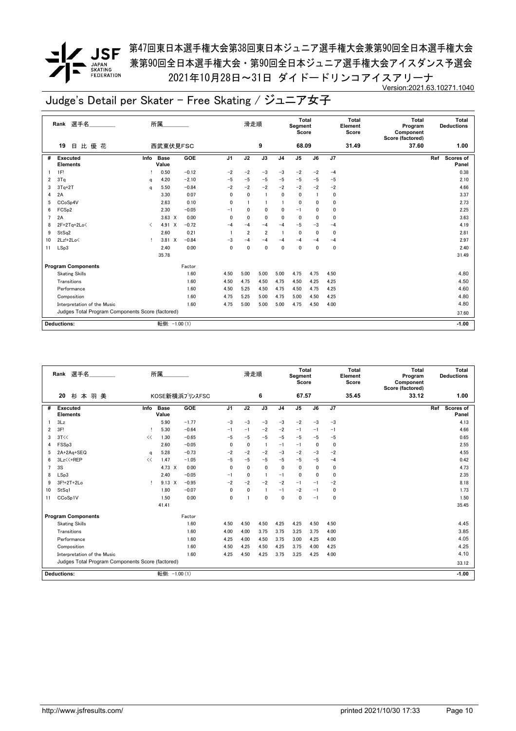第47回東日本選手権大会第38回東日本ジュニア選手権大会兼第90回全日本選手権大会
兼第90回全日本選手権大会・第90回全日本ジュニア選手権大会アイスダンス予選会
2021年10月28日～31日 ダイドードリンコアイスアリーナ

Version:2021.63.10271.1040

# Judge's Detail per Skater - Free Skating / ジュニア女子

| Rank | 選手名 | 所属 | 滑走順 | Total Segment Score | Total Element Score | Total Program Component Score (factored) | Total Deductions |
|---|---|---|---|---|---|---|---|
| 19 | 日 比 優 花 | 西武東伏見FSC | 9 | 68.09 | 31.49 | 37.60 | 1.00 |

| # | Executed Elements | Info | Base Value | | GOE | J1 | J2 | J3 | J4 | J5 | J6 | J7 | Ref | Scores of Panel |
|---|---|---|---|---|---|---|---|---|---|---|---|---|---|---|
| 1 | 1F! | ! | 0.50 | | -0.12 | -2 | -2 | -3 | -3 | -2 | -2 | -4 | | 0.38 |
| 2 | 3Tq | q | 4.20 | | -2.10 | -5 | -5 | -5 | -5 | -5 | -5 | -5 | | 2.10 |
| 3 | 3Tq+2T | q | 5.50 | | -0.84 | -2 | -2 | -2 | -2 | -2 | -2 | -2 | | 4.66 |
| 4 | 2A | | 3.30 | | 0.07 | 0 | 0 | 1 | 0 | 0 | 1 | 0 | | 3.37 |
| 5 | CCoSp4V | | 2.63 | | 0.10 | 0 | 1 | 1 | 1 | 0 | 0 | 0 | | 2.73 |
| 6 | FCSp2 | | 2.30 | | -0.05 | -1 | 0 | 0 | 0 | -1 | 0 | 0 | | 2.25 |
| 7 | 2A | | 3.63 | X | 0.00 | 0 | 0 | 0 | 0 | 0 | 0 | 0 | | 3.63 |
| 8 | 2F+2Tq+2Lo< | < | 4.91 | X | -0.72 | -4 | -4 | -4 | -4 | -5 | -3 | -4 | | 4.19 |
| 9 | StSq2 | | 2.60 | | 0.21 | 1 | 2 | 2 | 1 | 0 | 0 | 0 | | 2.81 |
| 10 | 2Lz!+2Lo< | ! | 3.81 | X | -0.84 | -3 | -4 | -4 | -4 | -4 | -4 | -4 | | 2.97 |
| 11 | LSp3 | | 2.40 | | 0.00 | 0 | 0 | 0 | 0 | 0 | 0 | 0 | | 2.40 |
| | | | 35.78 | | | | | | | | | | | 31.49 |

| Program Components | Factor | J1 | J2 | J3 | J4 | J5 | J6 | J7 | Scores of Panel |
|---|---|---|---|---|---|---|---|---|---|
| Skating Skills | 1.60 | 4.50 | 5.00 | 5.00 | 5.00 | 4.75 | 4.75 | 4.50 | 4.80 |
| Transitions | 1.60 | 4.50 | 4.75 | 4.50 | 4.75 | 4.50 | 4.25 | 4.25 | 4.50 |
| Performance | 1.60 | 4.50 | 5.25 | 4.50 | 4.75 | 4.50 | 4.75 | 4.25 | 4.60 |
| Composition | 1.60 | 4.75 | 5.25 | 5.00 | 4.75 | 5.00 | 4.50 | 4.25 | 4.80 |
| Interpretation of the Music | 1.60 | 4.75 | 5.00 | 5.00 | 5.00 | 4.75 | 4.50 | 4.00 | 4.80 |
| Judges Total Program Components Score (factored) | | | | | | | | | 37.60 |

| Deductions: | 転倒: -1.00 (1) | -1.00 |
|---|---|---|

| Rank | 選手名 | 所属 | 滑走順 | Total Segment Score | Total Element Score | Total Program Component Score (factored) | Total Deductions |
|---|---|---|---|---|---|---|---|
| 20 | 杉 本 羽 美 | KOSE新横浜ﾌﾟﾘﾝｽFSC | 6 | 67.57 | 35.45 | 33.12 | 1.00 |

| # | Executed Elements | Info | Base Value | | GOE | J1 | J2 | J3 | J4 | J5 | J6 | J7 | Ref | Scores of Panel |
|---|---|---|---|---|---|---|---|---|---|---|---|---|---|---|
| 1 | 3Lz | | 5.90 | | -1.77 | -3 | -3 | -3 | -3 | -2 | -3 | -3 | | 4.13 |
| 2 | 3F! | ! | 5.30 | | -0.64 | -1 | -1 | -2 | -2 | -1 | -1 | -1 | | 4.66 |
| 3 | 3T<< | << | 1.30 | | -0.65 | -5 | -5 | -5 | -5 | -5 | -5 | -5 | | 0.65 |
| 4 | FSSp3 | | 2.60 | | -0.05 | 0 | 0 | 1 | -1 | -1 | 0 | 0 | | 2.55 |
| 5 | 2A+2Aq+SEQ | q | 5.28 | | -0.73 | -2 | -2 | -2 | -3 | -2 | -3 | -2 | | 4.55 |
| 6 | 3Lz<<+REP | << | 1.47 | | -1.05 | -5 | -5 | -5 | -5 | -5 | -5 | -4 | | 0.42 |
| 7 | 3S | | 4.73 | X | 0.00 | 0 | 0 | 0 | 0 | 0 | 0 | 0 | | 4.73 |
| 8 | LSp3 | | 2.40 | | -0.05 | -1 | 0 | 1 | -1 | 0 | 0 | 0 | | 2.35 |
| 9 | 3F!+2T+2Lo | ! | 9.13 | X | -0.95 | -2 | -2 | -2 | -2 | -1 | -1 | -2 | | 8.18 |
| 10 | StSq1 | | 1.80 | | -0.07 | 0 | 0 | 1 | -1 | -2 | -1 | 0 | | 1.73 |
| 11 | CCoSp1V | | 1.50 | | 0.00 | 0 | 1 | 0 | 0 | 0 | -1 | 0 | | 1.50 |
| | | | 41.41 | | | | | | | | | | | 35.45 |

| Program Components | Factor | J1 | J2 | J3 | J4 | J5 | J6 | J7 | Scores of Panel |
|---|---|---|---|---|---|---|---|---|---|
| Skating Skills | 1.60 | 4.50 | 4.50 | 4.50 | 4.25 | 4.25 | 4.50 | 4.50 | 4.45 |
| Transitions | 1.60 | 4.00 | 4.00 | 3.75 | 3.75 | 3.25 | 3.75 | 4.00 | 3.85 |
| Performance | 1.60 | 4.25 | 4.00 | 4.50 | 3.75 | 3.00 | 4.25 | 4.00 | 4.05 |
| Composition | 1.60 | 4.50 | 4.25 | 4.50 | 4.25 | 3.75 | 4.00 | 4.25 | 4.25 |
| Interpretation of the Music | 1.60 | 4.25 | 4.50 | 4.25 | 3.75 | 3.25 | 4.25 | 4.00 | 4.10 |
| Judges Total Program Components Score (factored) | | | | | | | | | 33.12 |

| Deductions: | 転倒: -1.00 (1) | -1.00 |
|---|---|---|

http://www.jsfresults.com/ printed 2021/10/30 17:33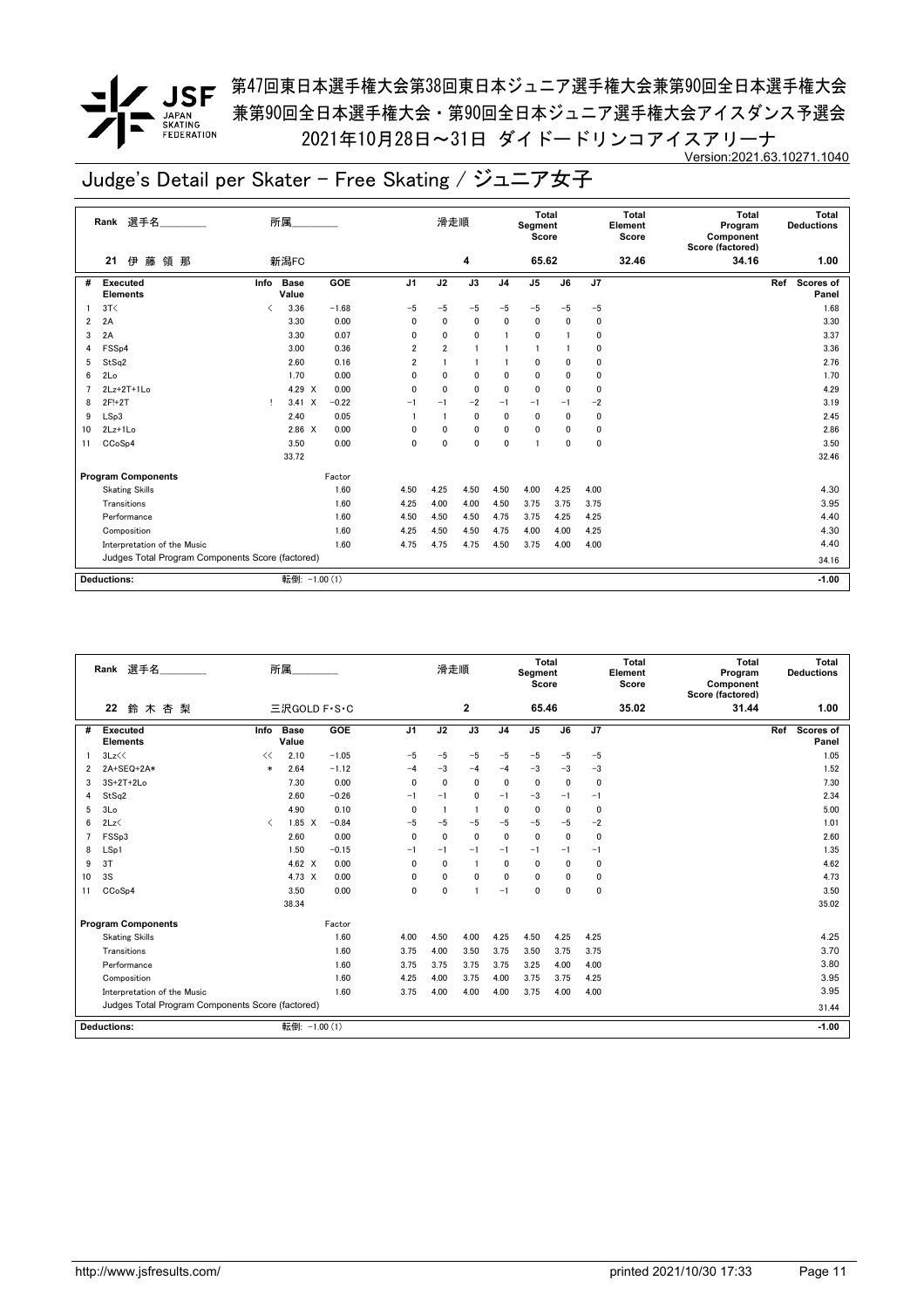# 第47回東日本選手権大会第38回東日本ジュニア選手権大会兼第90回全日本選手権大会兼第90回全日本選手権大会・第90回全日本ジュニア選手権大会アイスダンス予選会

2021年10月28日～31日 ダイドードリンコアイスアリーナ

Version:2021.63.10271.1040

## Judge's Detail per Skater - Free Skating / ジュニア女子

| Rank | 選手名 | 所属 | 滑走順 | Total Segment Score | Total Element Score | Total Program Component Score (factored) | Total Deductions |
|---|---|---|---|---|---|---|---|
| 21 | 伊藤領那 | 新潟FC | 4 | 65.62 | 32.46 | 34.16 | 1.00 |

| # | Executed Elements | Info | Base Value | | GOE | J1 | J2 | J3 | J4 | J5 | J6 | J7 | Ref | Scores of Panel |
|---|---|---|---|---|---|---|---|---|---|---|---|---|---|---|
| 1 | 3T< | < | 3.36 | | -1.68 | -5 | -5 | -5 | -5 | -5 | -5 | -5 | | 1.68 |
| 2 | 2A | | 3.30 | | 0.00 | 0 | 0 | 0 | 0 | 0 | 0 | 0 | | 3.30 |
| 3 | 2A | | 3.30 | | 0.07 | 0 | 0 | 0 | 1 | 0 | 1 | 0 | | 3.37 |
| 4 | FSSp4 | | 3.00 | | 0.36 | 2 | 2 | 1 | 1 | 1 | 1 | 0 | | 3.36 |
| 5 | StSq2 | | 2.60 | | 0.16 | 2 | 1 | 1 | 1 | 0 | 0 | 0 | | 2.76 |
| 6 | 2Lo | | 1.70 | | 0.00 | 0 | 0 | 0 | 0 | 0 | 0 | 0 | | 1.70 |
| 7 | 2Lz+2T+1Lo | | 4.29 | X | 0.00 | 0 | 0 | 0 | 0 | 0 | 0 | 0 | | 4.29 |
| 8 | 2F!+2T | ! | 3.41 | X | -0.22 | -1 | -1 | -2 | -1 | -1 | -1 | -2 | | 3.19 |
| 9 | LSp3 | | 2.40 | | 0.05 | 1 | 1 | 0 | 0 | 0 | 0 | 0 | | 2.45 |
| 10 | 2Lz+1Lo | | 2.86 | X | 0.00 | 0 | 0 | 0 | 0 | 0 | 0 | 0 | | 2.86 |
| 11 | CCoSp4 | | 3.50 | | 0.00 | 0 | 0 | 0 | 0 | 1 | 0 | 0 | | 3.50 |
| | | | 33.72 | | | | | | | | | | | 32.46 |

| Program Components | Factor | J1 | J2 | J3 | J4 | J5 | J6 | J7 | Scores of Panel |
|---|---|---|---|---|---|---|---|---|---|
| Skating Skills | 1.60 | 4.50 | 4.25 | 4.50 | 4.50 | 4.00 | 4.25 | 4.00 | 4.30 |
| Transitions | 1.60 | 4.25 | 4.00 | 4.00 | 4.50 | 3.75 | 3.75 | 3.75 | 3.95 |
| Performance | 1.60 | 4.50 | 4.50 | 4.50 | 4.75 | 3.75 | 4.25 | 4.25 | 4.40 |
| Composition | 1.60 | 4.25 | 4.50 | 4.50 | 4.75 | 4.00 | 4.00 | 4.25 | 4.30 |
| Interpretation of the Music | 1.60 | 4.75 | 4.75 | 4.75 | 4.50 | 3.75 | 4.00 | 4.00 | 4.40 |
| Judges Total Program Components Score (factored) | | | | | | | | | 34.16 |

Deductions: 転倒: -1.00 (1) — -1.00

| Rank | 選手名 | 所属 | 滑走順 | Total Segment Score | Total Element Score | Total Program Component Score (factored) | Total Deductions |
|---|---|---|---|---|---|---|---|
| 22 | 鈴木杏梨 | 三沢GOLD F・S・C | 2 | 65.46 | 35.02 | 31.44 | 1.00 |

| # | Executed Elements | Info | Base Value | | GOE | J1 | J2 | J3 | J4 | J5 | J6 | J7 | Ref | Scores of Panel |
|---|---|---|---|---|---|---|---|---|---|---|---|---|---|---|
| 1 | 3Lz<< | << | 2.10 | | -1.05 | -5 | -5 | -5 | -5 | -5 | -5 | -5 | | 1.05 |
| 2 | 2A+SEQ+2A* | * | 2.64 | | -1.12 | -4 | -3 | -4 | -4 | -3 | -3 | -3 | | 1.52 |
| 3 | 3S+2T+2Lo | | 7.30 | | 0.00 | 0 | 0 | 0 | 0 | 0 | 0 | 0 | | 7.30 |
| 4 | StSq2 | | 2.60 | | -0.26 | -1 | -1 | 0 | -1 | -3 | -1 | -1 | | 2.34 |
| 5 | 3Lo | | 4.90 | | 0.10 | 0 | 1 | 1 | 0 | 0 | 0 | 0 | | 5.00 |
| 6 | 2Lz< | < | 1.85 | X | -0.84 | -5 | -5 | -5 | -5 | -5 | -5 | -2 | | 1.01 |
| 7 | FSSp3 | | 2.60 | | 0.00 | 0 | 0 | 0 | 0 | 0 | 0 | 0 | | 2.60 |
| 8 | LSp1 | | 1.50 | | -0.15 | -1 | -1 | -1 | -1 | -1 | -1 | -1 | | 1.35 |
| 9 | 3T | | 4.62 | X | 0.00 | 0 | 0 | 1 | 0 | 0 | 0 | 0 | | 4.62 |
| 10 | 3S | | 4.73 | X | 0.00 | 0 | 0 | 0 | 0 | 0 | 0 | 0 | | 4.73 |
| 11 | CCoSp4 | | 3.50 | | 0.00 | 0 | 0 | 1 | -1 | 0 | 0 | 0 | | 3.50 |
| | | | 38.34 | | | | | | | | | | | 35.02 |

| Program Components | Factor | J1 | J2 | J3 | J4 | J5 | J6 | J7 | Scores of Panel |
|---|---|---|---|---|---|---|---|---|---|
| Skating Skills | 1.60 | 4.00 | 4.50 | 4.00 | 4.25 | 4.50 | 4.25 | 4.25 | 4.25 |
| Transitions | 1.60 | 3.75 | 4.00 | 3.50 | 3.75 | 3.50 | 3.75 | 3.75 | 3.70 |
| Performance | 1.60 | 3.75 | 3.75 | 3.75 | 3.75 | 3.25 | 4.00 | 4.00 | 3.80 |
| Composition | 1.60 | 4.25 | 4.00 | 3.75 | 4.00 | 3.75 | 3.75 | 4.25 | 3.95 |
| Interpretation of the Music | 1.60 | 3.75 | 4.00 | 4.00 | 4.00 | 3.75 | 4.00 | 4.00 | 3.95 |
| Judges Total Program Components Score (factored) | | | | | | | | | 31.44 |

Deductions: 転倒: -1.00 (1) — -1.00

http://www.jsfresults.com/ printed 2021/10/30 17:33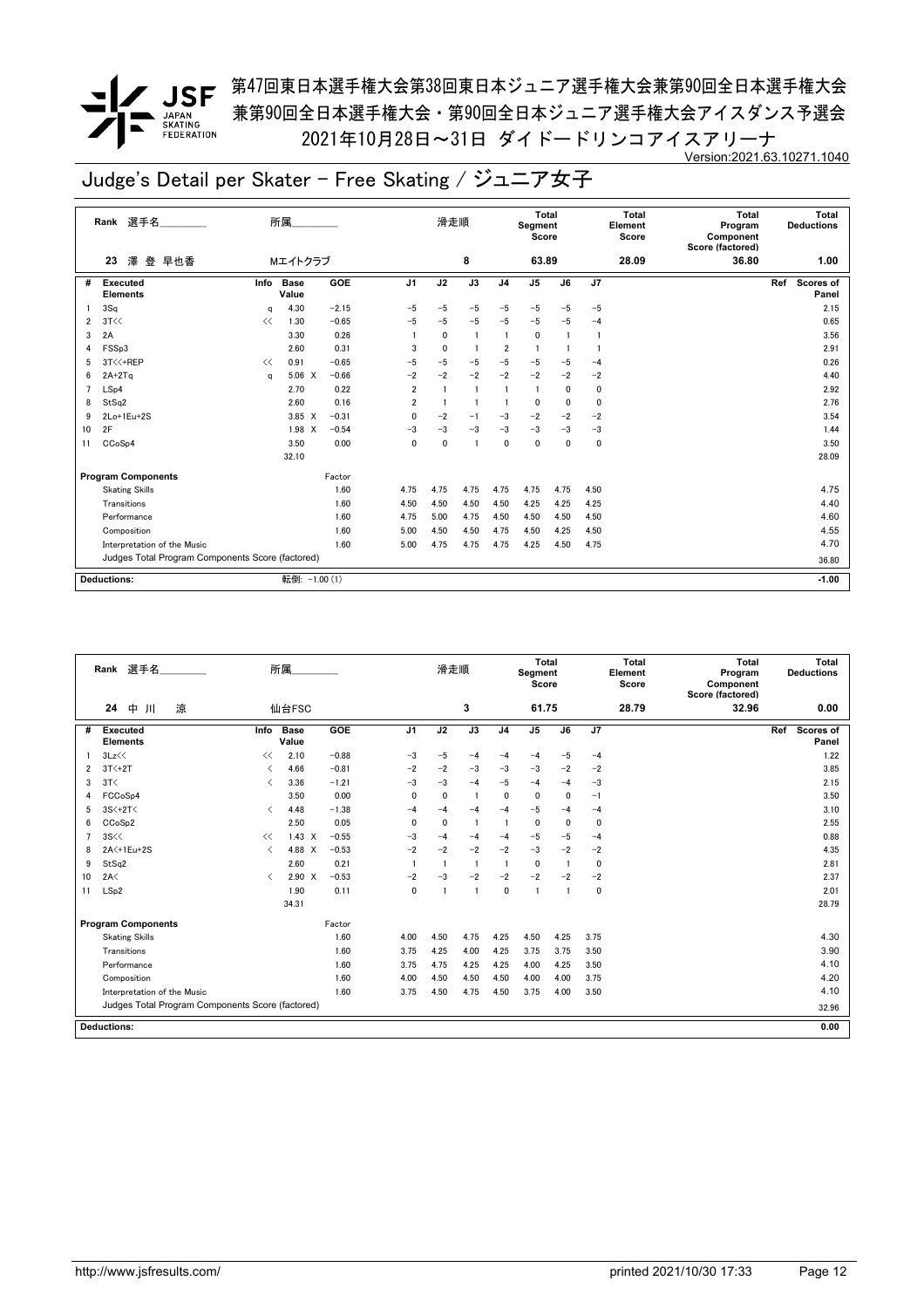# 第47回東日本選手権大会第38回東日本ジュニア選手権大会兼第90回全日本選手権大会
# 兼第90回全日本選手権大会・第90回全日本ジュニア選手権大会アイスダンス予選会
# 2021年10月28日～31日 ダイドードリンコアイスアリーナ

Version:2021.63.10271.1040

## Judge's Detail per Skater - Free Skating / ジュニア女子

| Rank | 選手名 | 所属 | 滑走順 | Total Segment Score | Total Element Score | Total Program Component Score (factored) | Total Deductions |
|---|---|---|---|---|---|---|---|
| 23 | 澤 登 早也香 | Mエイトクラブ | 8 | 63.89 | 28.09 | 36.80 | 1.00 |

| # | Executed Elements | Info | Base Value | | GOE | J1 | J2 | J3 | J4 | J5 | J6 | J7 | Ref | Scores of Panel |
|---|---|---|---|---|---|---|---|---|---|---|---|---|---|---|
| 1 | 3Sq | q | 4.30 | | −2.15 | −5 | −5 | −5 | −5 | −5 | −5 | −5 | | 2.15 |
| 2 | 3T<< | << | 1.30 | | −0.65 | −5 | −5 | −5 | −5 | −5 | −5 | −4 | | 0.65 |
| 3 | 2A | | 3.30 | | 0.26 | 1 | 0 | 1 | 1 | 0 | 1 | 1 | | 3.56 |
| 4 | FSSp3 | | 2.60 | | 0.31 | 3 | 0 | 1 | 2 | 1 | 1 | 1 | | 2.91 |
| 5 | 3T<<+REP | << | 0.91 | | −0.65 | −5 | −5 | −5 | −5 | −5 | −5 | −4 | | 0.26 |
| 6 | 2A+2Tq | q | 5.06 | X | −0.66 | −2 | −2 | −2 | −2 | −2 | −2 | −2 | | 4.40 |
| 7 | LSp4 | | 2.70 | | 0.22 | 2 | 1 | 1 | 1 | 1 | 0 | 0 | | 2.92 |
| 8 | StSq2 | | 2.60 | | 0.16 | 2 | 1 | 1 | 1 | 0 | 0 | 0 | | 2.76 |
| 9 | 2Lo+1Eu+2S | | 3.85 | X | −0.31 | 0 | −2 | −1 | −3 | −2 | −2 | −2 | | 3.54 |
| 10 | 2F | | 1.98 | X | −0.54 | −3 | −3 | −3 | −3 | −3 | −3 | −3 | | 1.44 |
| 11 | CCoSp4 | | 3.50 | | 0.00 | 0 | 0 | 1 | 0 | 0 | 0 | 0 | | 3.50 |
| | | | 32.10 | | | | | | | | | | | 28.09 |

| Program Components | Factor | J1 | J2 | J3 | J4 | J5 | J6 | J7 | Scores of Panel |
|---|---|---|---|---|---|---|---|---|---|
| Skating Skills | 1.60 | 4.75 | 4.75 | 4.75 | 4.75 | 4.75 | 4.75 | 4.50 | 4.75 |
| Transitions | 1.60 | 4.50 | 4.50 | 4.50 | 4.50 | 4.25 | 4.25 | 4.25 | 4.40 |
| Performance | 1.60 | 4.75 | 5.00 | 4.75 | 4.50 | 4.50 | 4.50 | 4.50 | 4.60 |
| Composition | 1.60 | 5.00 | 4.50 | 4.50 | 4.75 | 4.50 | 4.25 | 4.50 | 4.55 |
| Interpretation of the Music | 1.60 | 5.00 | 4.75 | 4.75 | 4.75 | 4.25 | 4.50 | 4.75 | 4.70 |
| Judges Total Program Components Score (factored) | | | | | | | | | 36.80 |

**Deductions:** 転倒: −1.00 (1) **−1.00**

| Rank | 選手名 | 所属 | 滑走順 | Total Segment Score | Total Element Score | Total Program Component Score (factored) | Total Deductions |
|---|---|---|---|---|---|---|---|
| 24 | 中 川 涼 | 仙台FSC | 3 | 61.75 | 28.79 | 32.96 | 0.00 |

| # | Executed Elements | Info | Base Value | | GOE | J1 | J2 | J3 | J4 | J5 | J6 | J7 | Ref | Scores of Panel |
|---|---|---|---|---|---|---|---|---|---|---|---|---|---|---|
| 1 | 3Lz<< | << | 2.10 | | −0.88 | −3 | −5 | −4 | −4 | −4 | −5 | −4 | | 1.22 |
| 2 | 3T<+2T | < | 4.66 | | −0.81 | −2 | −2 | −3 | −3 | −3 | −2 | −2 | | 3.85 |
| 3 | 3T< | < | 3.36 | | −1.21 | −3 | −3 | −4 | −5 | −4 | −4 | −3 | | 2.15 |
| 4 | FCCoSp4 | | 3.50 | | 0.00 | 0 | 0 | 1 | 0 | 0 | 0 | −1 | | 3.50 |
| 5 | 3S<+2T< | < | 4.48 | | −1.38 | −4 | −4 | −4 | −4 | −5 | −4 | −4 | | 3.10 |
| 6 | CCoSp2 | | 2.50 | | 0.05 | 0 | 0 | 1 | 1 | 0 | 0 | 0 | | 2.55 |
| 7 | 3S<< | << | 1.43 | X | −0.55 | −3 | −4 | −4 | −4 | −5 | −5 | −4 | | 0.88 |
| 8 | 2A<+1Eu+2S | < | 4.88 | X | −0.53 | −2 | −2 | −2 | −2 | −3 | −2 | −2 | | 4.35 |
| 9 | StSq2 | | 2.60 | | 0.21 | 1 | 1 | 1 | 1 | 0 | 1 | 0 | | 2.81 |
| 10 | 2A< | < | 2.90 | X | −0.53 | −2 | −3 | −2 | −2 | −2 | −2 | −2 | | 2.37 |
| 11 | LSp2 | | 1.90 | | 0.11 | 0 | 1 | 1 | 0 | 1 | 1 | 0 | | 2.01 |
| | | | 34.31 | | | | | | | | | | | 28.79 |

| Program Components | Factor | J1 | J2 | J3 | J4 | J5 | J6 | J7 | Scores of Panel |
|---|---|---|---|---|---|---|---|---|---|
| Skating Skills | 1.60 | 4.00 | 4.50 | 4.75 | 4.25 | 4.50 | 4.25 | 3.75 | 4.30 |
| Transitions | 1.60 | 3.75 | 4.25 | 4.00 | 4.25 | 3.75 | 3.75 | 3.50 | 3.90 |
| Performance | 1.60 | 3.75 | 4.75 | 4.25 | 4.25 | 4.00 | 4.25 | 3.50 | 4.10 |
| Composition | 1.60 | 4.00 | 4.50 | 4.50 | 4.50 | 4.00 | 4.00 | 3.75 | 4.20 |
| Interpretation of the Music | 1.60 | 3.75 | 4.50 | 4.75 | 4.50 | 3.75 | 4.00 | 3.50 | 4.10 |
| Judges Total Program Components Score (factored) | | | | | | | | | 32.96 |

**Deductions:** **0.00**

http://www.jsfresults.com/ printed 2021/10/30 17:33